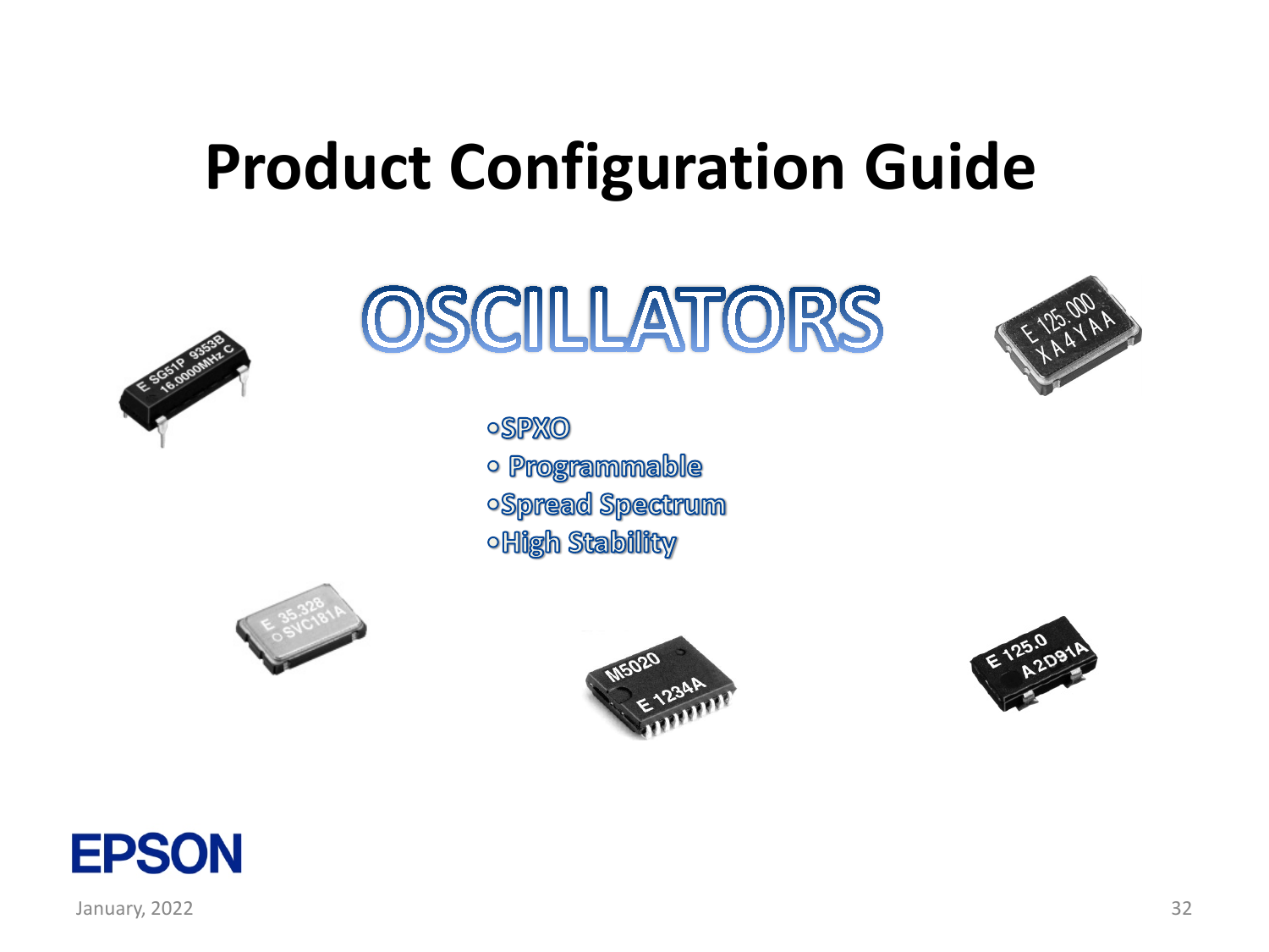# Product Configuration Guide

## OSCILLATORS

- SPXO
- Programmable
- Spread Spectrum
- High Stability

EPSON

January, 2022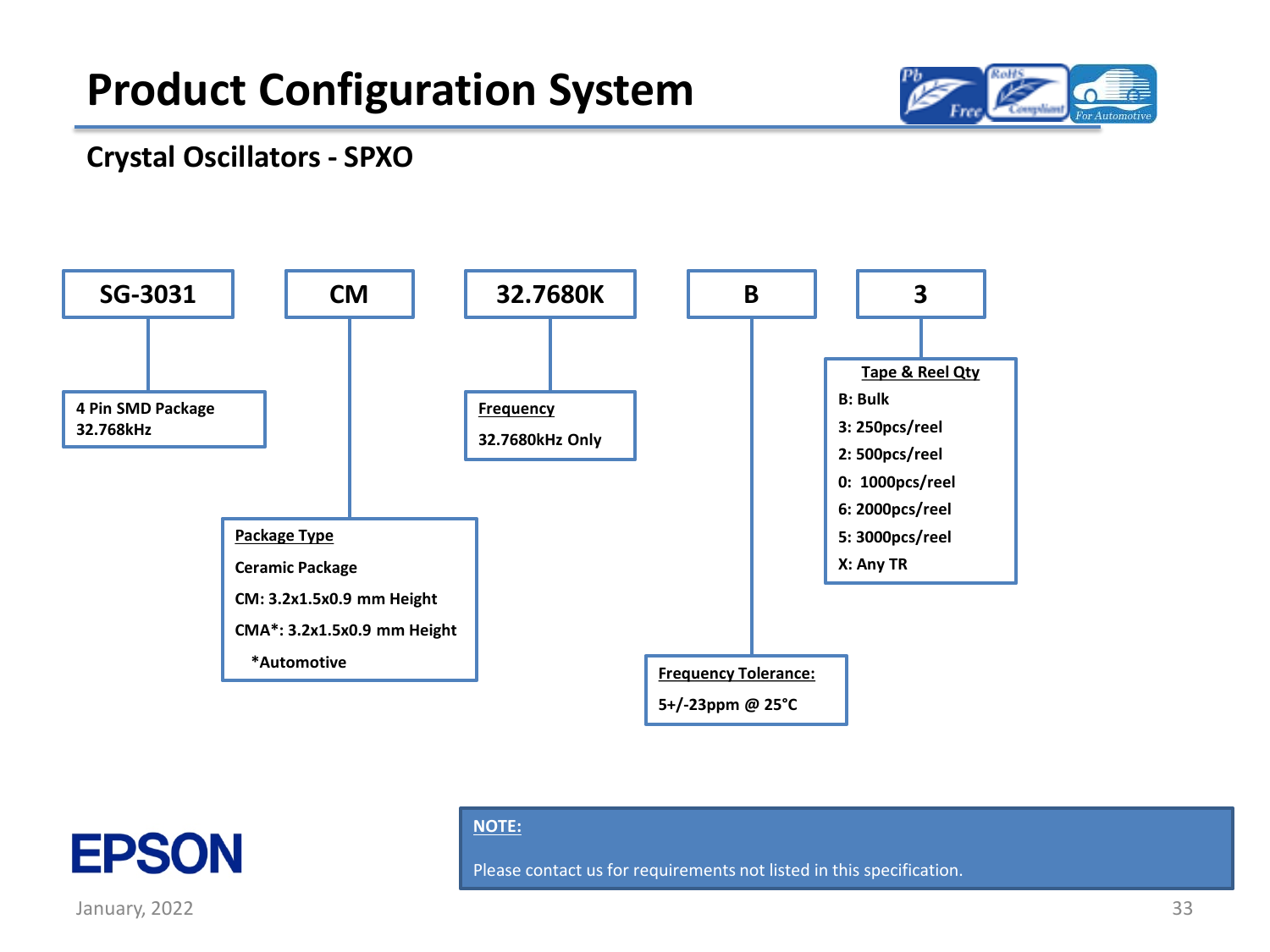# Product Configuration System

## Crystal Oscillators - SPXO

| SG-3031 | CM | 32.7680K | B | 3 |
|---|---|---|---|---|

**SG-3031**

4 Pin SMD Package
32.768kHz

**CM**

__Package Type__

Ceramic Package

CM: 3.2x1.5x0.9 mm Height

CMA*: 3.2x1.5x0.9 mm Height

*Automotive

**32.7680K**

__Frequency__

32.7680kHz Only

**B**

__Frequency Tolerance:__

5+/-23ppm @ 25°C

**3**

__Tape & Reel Qty__

B: Bulk

3: 250pcs/reel

2: 500pcs/reel

0: 1000pcs/reel

6: 2000pcs/reel

5: 3000pcs/reel

X: Any TR

EPSON

January, 2022

**NOTE:**

Please contact us for requirements not listed in this specification.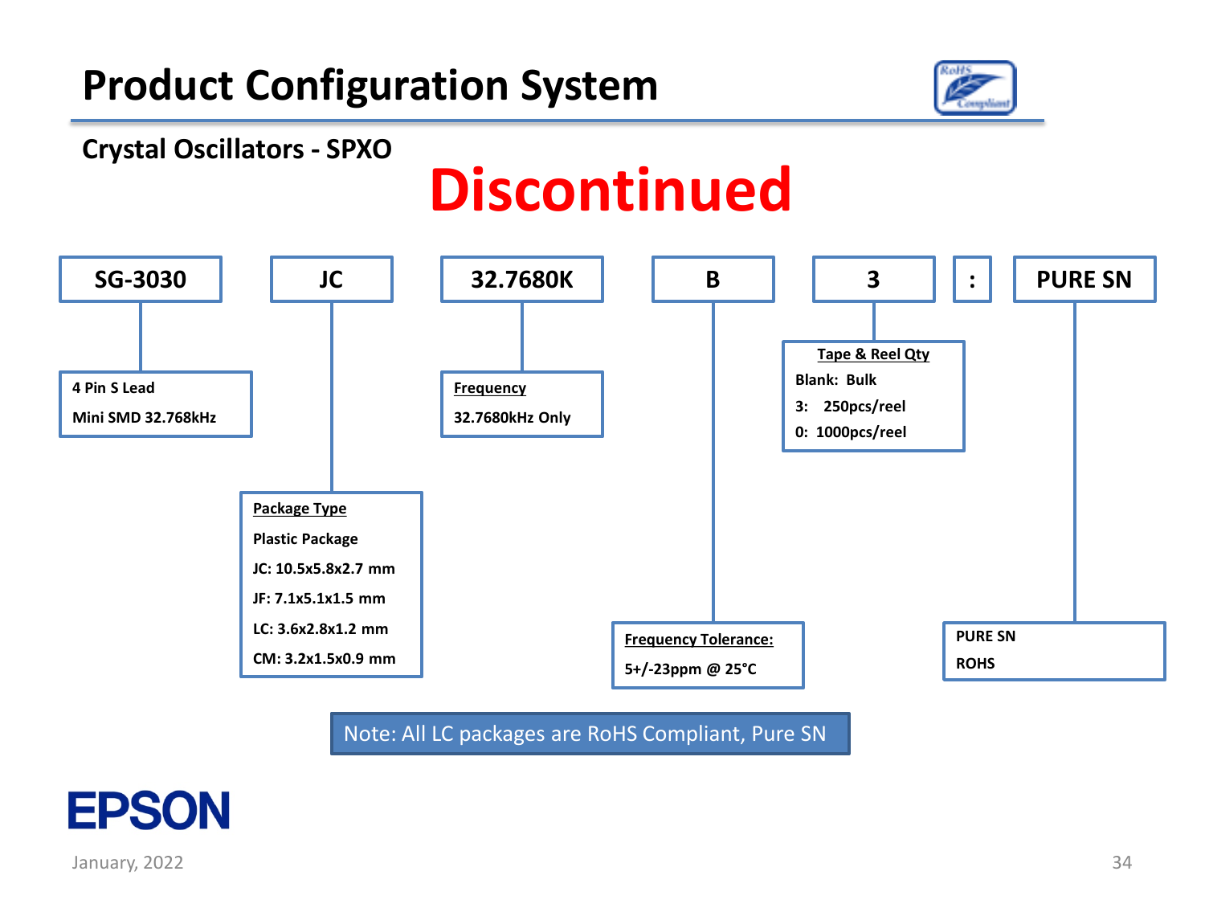# Product Configuration System

## Crystal Oscillators - SPXO

**Discontinued**

| SG-3030 | JC | 32.7680K | B | 3 | : | PURE SN |
|---|---|---|---|---|---|---|

**SG-3030**
- 4 Pin S Lead
- Mini SMD 32.768kHz

**JC** — Package Type
- Plastic Package
- JC: 10.5x5.8x2.7 mm
- JF: 7.1x5.1x1.5 mm
- LC: 3.6x2.8x1.2 mm
- CM: 3.2x1.5x0.9 mm

**32.7680K** — Frequency
- 32.7680kHz Only

**B** — Frequency Tolerance:
- 5+/-23ppm @ 25°C

**3** — Tape & Reel Qty
- Blank: Bulk
- 3: 250pcs/reel
- 0: 1000pcs/reel

**PURE SN**
- PURE SN
- ROHS

Note: All LC packages are RoHS Compliant, Pure SN

EPSON

January, 2022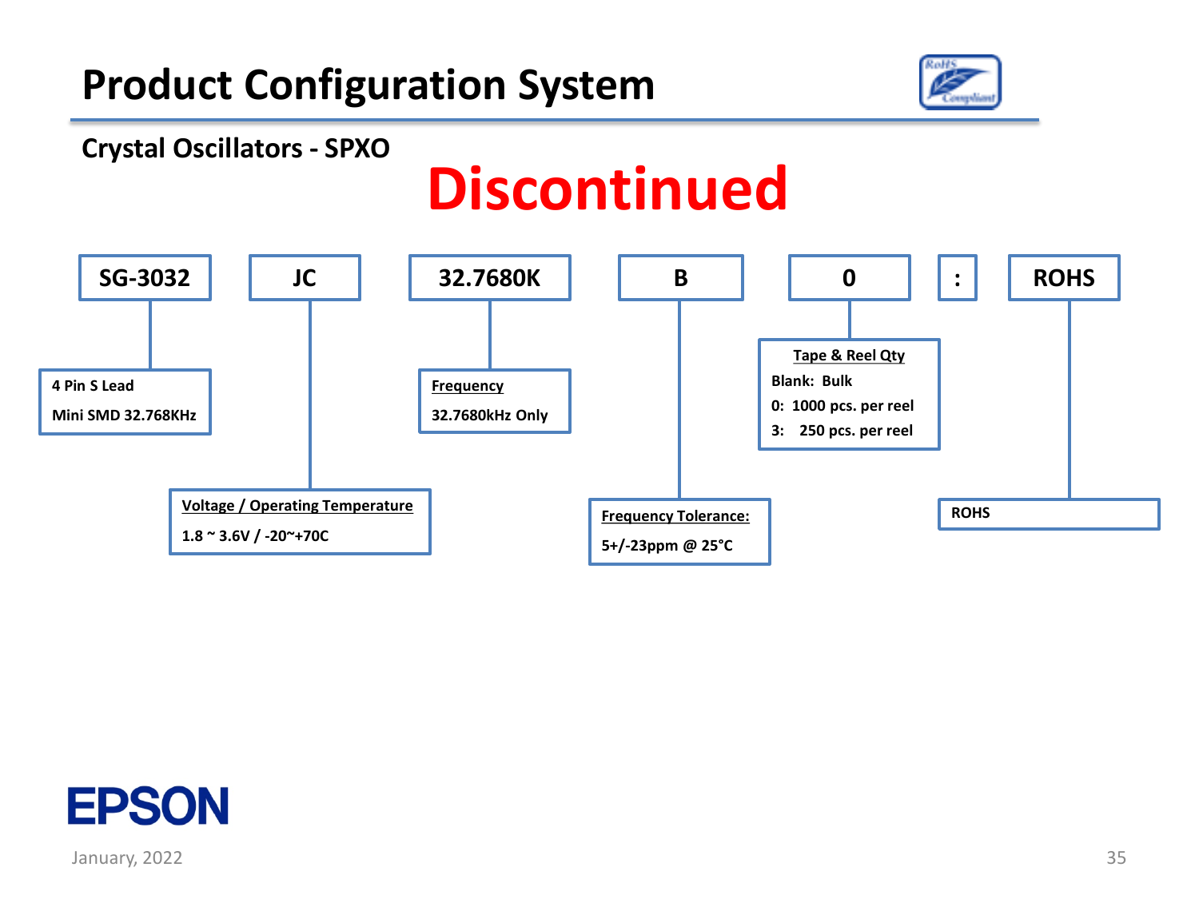# Product Configuration System

## Crystal Oscillators - SPXO

**Discontinued**

| SG-3032 | JC | 32.7680K | B | 0 | : | ROHS |
|---|---|---|---|---|---|---|

- **SG-3032**: 4 Pin S Lead Mini SMD 32.768KHz
- **JC** — Voltage / Operating Temperature: 1.8 ~ 3.6V / -20~+70C
- **32.7680K** — Frequency: 32.7680kHz Only
- **B** — Frequency Tolerance: 5+/-23ppm @ 25°C
- **0** — Tape & Reel Qty:
  - Blank: Bulk
  - 0: 1000 pcs. per reel
  - 3: 250 pcs. per reel
- **ROHS**: ROHS

January, 2022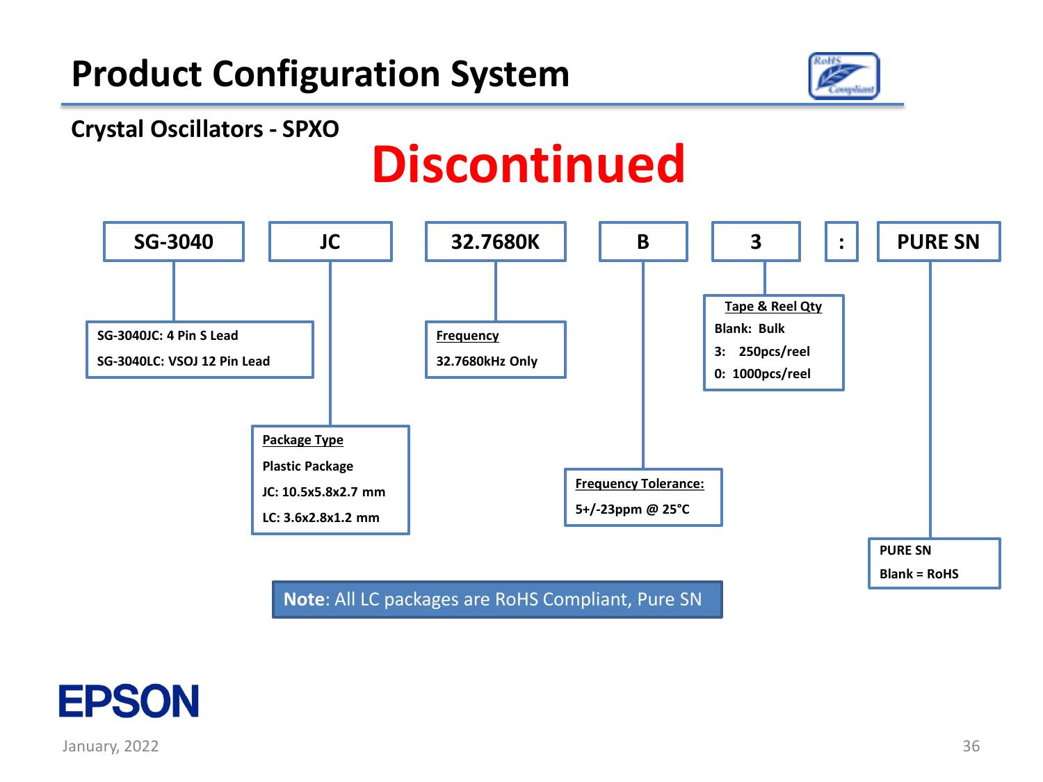# Product Configuration System

## Crystal Oscillators - SPXO

**Discontinued**

| SG-3040 | JC | 32.7680K | B | 3 | : | PURE SN |
|---|---|---|---|---|---|---|

**SG-3040**
- SG-3040JC: 4 Pin S Lead
- SG-3040LC: VSOJ 12 Pin Lead

**JC — Package Type**
- Plastic Package
- JC: 10.5x5.8x2.7 mm
- LC: 3.6x2.8x1.2 mm

**32.7680K — Frequency**
- 32.7680kHz Only

**B — Frequency Tolerance:**
- 5+/-23ppm @ 25°C

**3 — Tape & Reel Qty**
- Blank: Bulk
- 3: 250pcs/reel
- 0: 1000pcs/reel

**PURE SN**
- PURE SN
- Blank = RoHS

**Note**: All LC packages are RoHS Compliant, Pure SN

January, 2022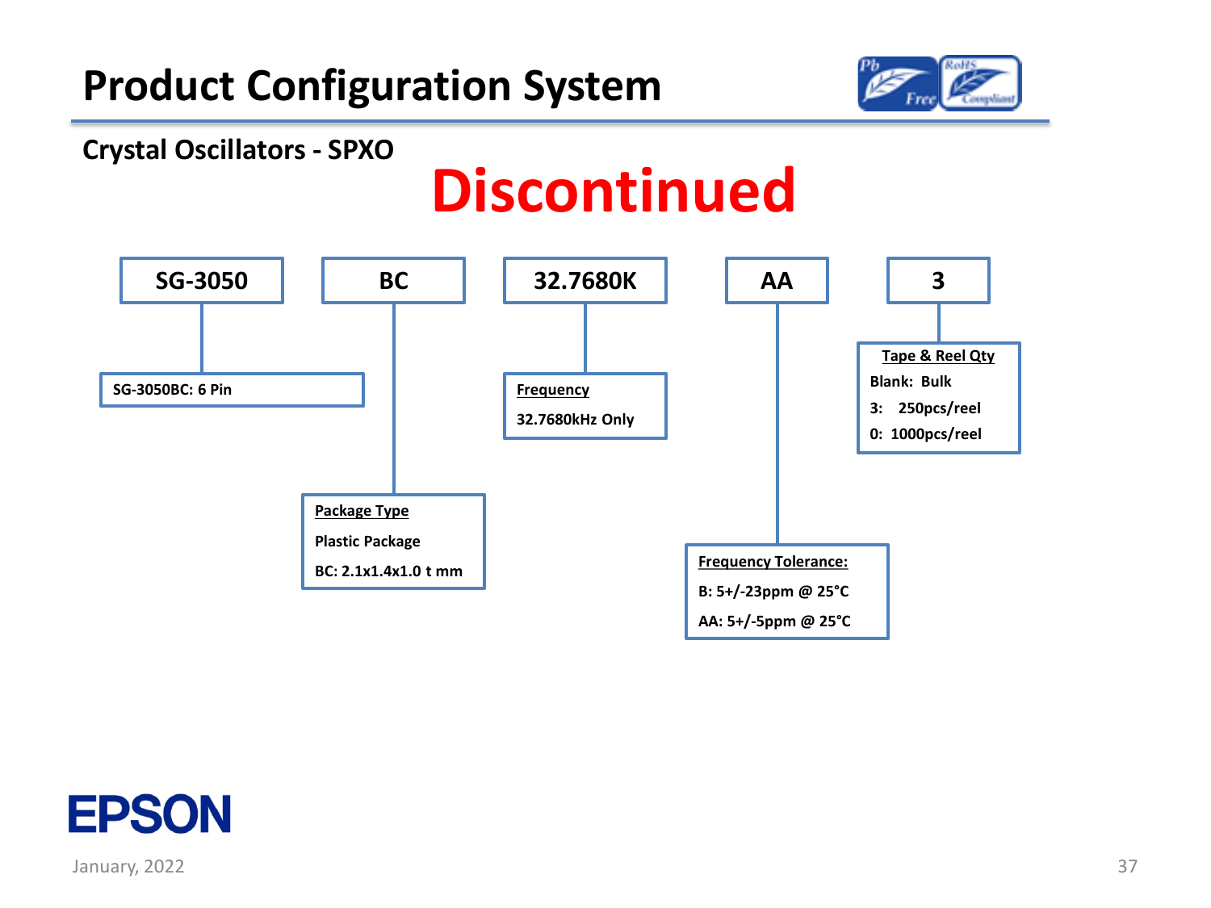# Product Configuration System

## Crystal Oscillators - SPXO

**Discontinued**

| SG-3050 | BC | 32.7680K | AA | 3 |
|---|---|---|---|---|

**SG-3050BC: 6 Pin**

**Package Type**
Plastic Package
BC: 2.1x1.4x1.0 t mm

**Frequency**
32.7680kHz Only

**Frequency Tolerance:**
B: 5+/-23ppm @ 25°C
AA: 5+/-5ppm @ 25°C

**Tape & Reel Qty**
Blank: Bulk
3: 250pcs/reel
0: 1000pcs/reel

EPSON

January, 2022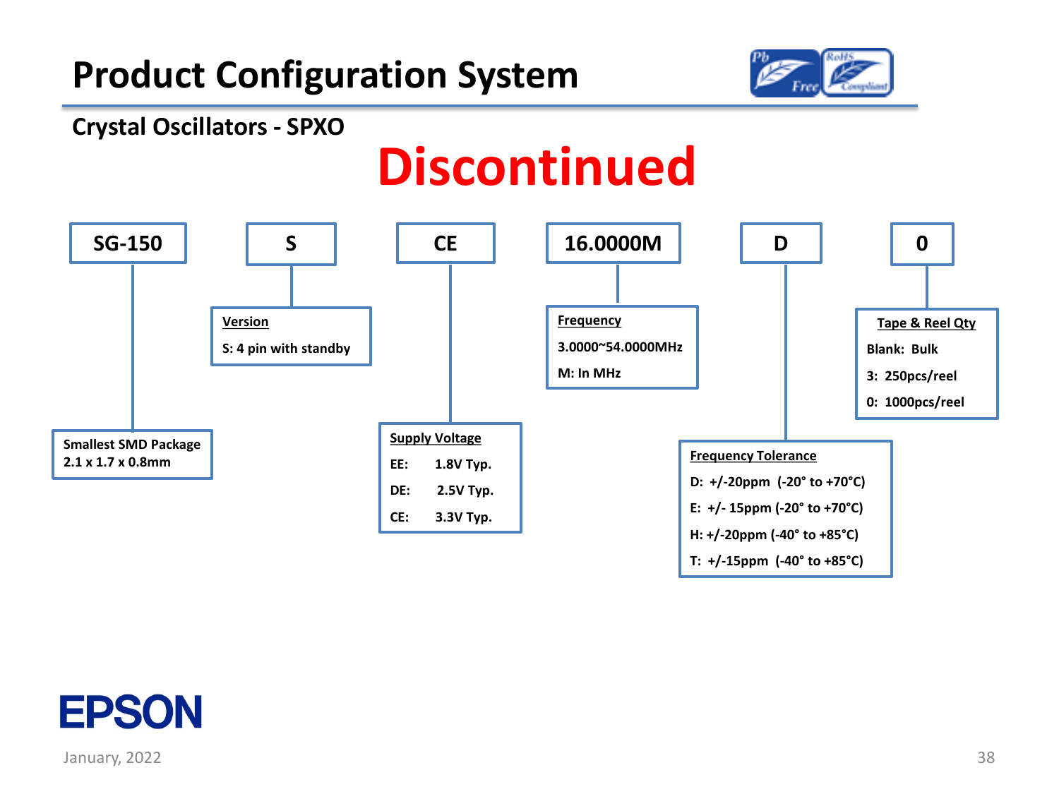# Product Configuration System

## Crystal Oscillators - SPXO

**Discontinued**

| SG-150 | S | CE | 16.0000M | D | 0 |
|---|---|---|---|---|---|

**SG-150** — Smallest SMD Package
2.1 x 1.7 x 0.8mm

**S** — Version
- S: 4 pin with standby

**CE** — Supply Voltage
- EE: 1.8V Typ.
- DE: 2.5V Typ.
- CE: 3.3V Typ.

**16.0000M** — Frequency
- 3.0000~54.0000MHz
- M: In MHz

**D** — Frequency Tolerance
- D: +/-20ppm (-20° to +70°C)
- E: +/- 15ppm (-20° to +70°C)
- H: +/-20ppm (-40° to +85°C)
- T: +/-15ppm (-40° to +85°C)

**0** — Tape & Reel Qty
- Blank: Bulk
- 3: 250pcs/reel
- 0: 1000pcs/reel

January, 2022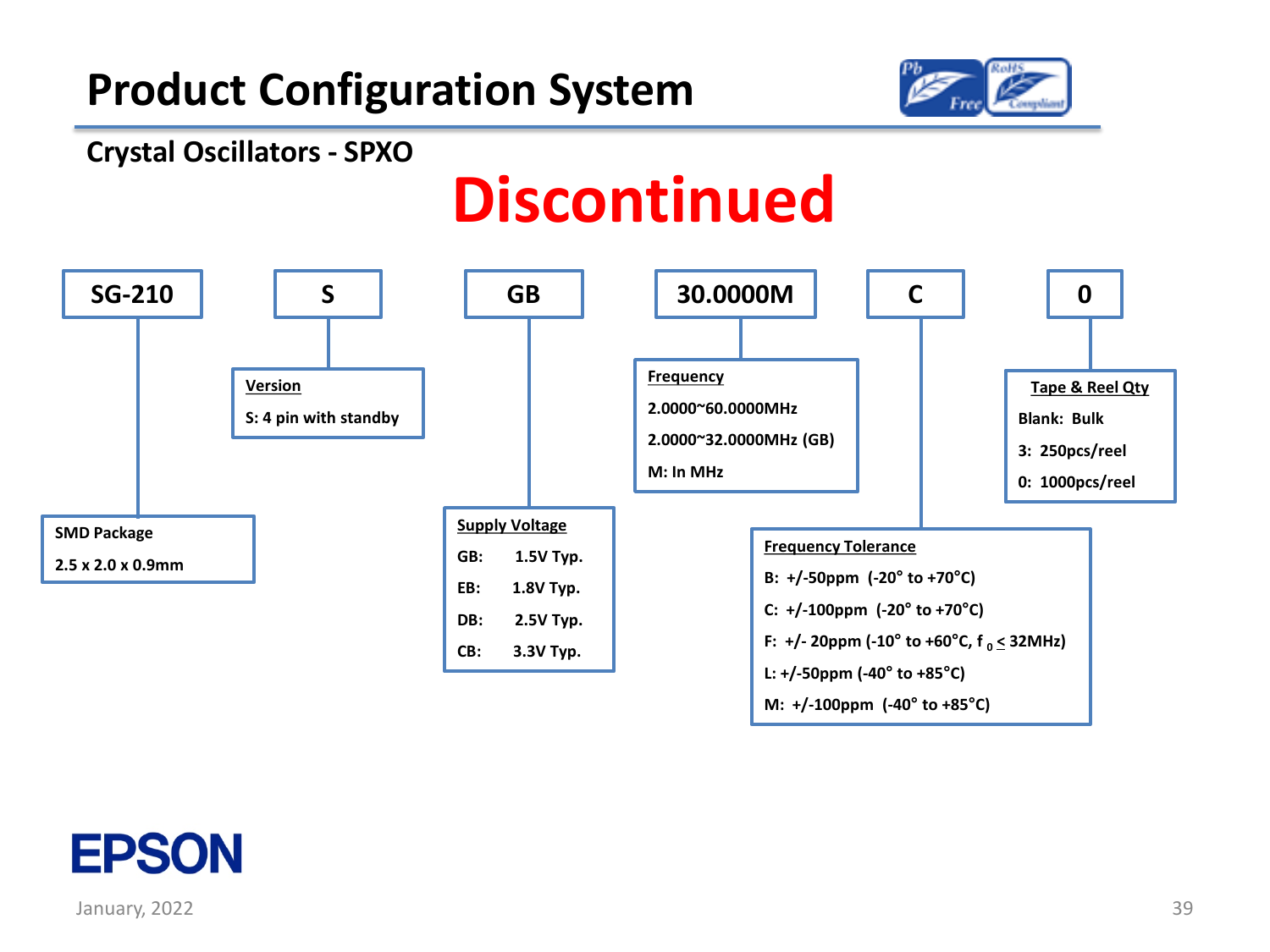# Product Configuration System

## Crystal Oscillators - SPXO

**Discontinued**

| SG-210 | S | GB | 30.0000M | C | 0 |
|---|---|---|---|---|---|

**SG-210 — SMD Package**

2.5 x 2.0 x 0.9mm

**S — Version**

S: 4 pin with standby

**GB — Supply Voltage**

- GB: 1.5V Typ.
- EB: 1.8V Typ.
- DB: 2.5V Typ.
- CB: 3.3V Typ.

**30.0000M — Frequency**

2.0000~60.0000MHz

2.0000~32.0000MHz (GB)

M: In MHz

**C — Frequency Tolerance**

- B: +/-50ppm (-20° to +70°C)
- C: +/-100ppm (-20° to +70°C)
- F: +/- 20ppm (-10° to +60°C, $f_0 \leq$ 32MHz)
- L: +/-50ppm (-40° to +85°C)
- M: +/-100ppm (-40° to +85°C)

**0 — Tape & Reel Qty**

- Blank: Bulk
- 3: 250pcs/reel
- 0: 1000pcs/reel

EPSON

January, 2022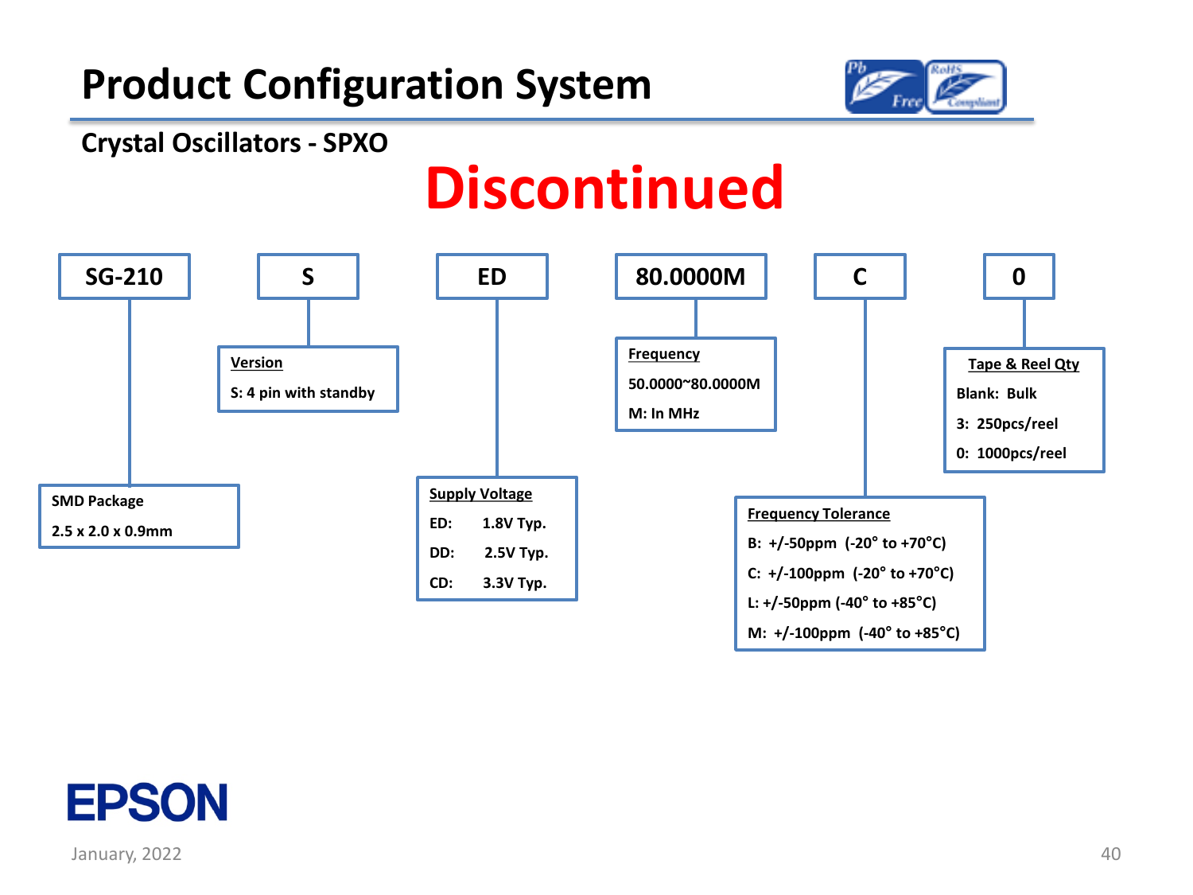# Product Configuration System

## Crystal Oscillators - SPXO

**Discontinued**

| SG-210 | S | ED | 80.0000M | C | 0 |
| --- | --- | --- | --- | --- | --- |

**SMD Package**
2.5 x 2.0 x 0.9mm

**Version**
S: 4 pin with standby

**Supply Voltage**
- ED: 1.8V Typ.
- DD: 2.5V Typ.
- CD: 3.3V Typ.

**Frequency**
50.0000~80.0000M
M: In MHz

**Frequency Tolerance**
- B: +/-50ppm (-20° to +70°C)
- C: +/-100ppm (-20° to +70°C)
- L: +/-50ppm (-40° to +85°C)
- M: +/-100ppm (-40° to +85°C)

**Tape & Reel Qty**
- Blank: Bulk
- 3: 250pcs/reel
- 0: 1000pcs/reel

EPSON

January, 2022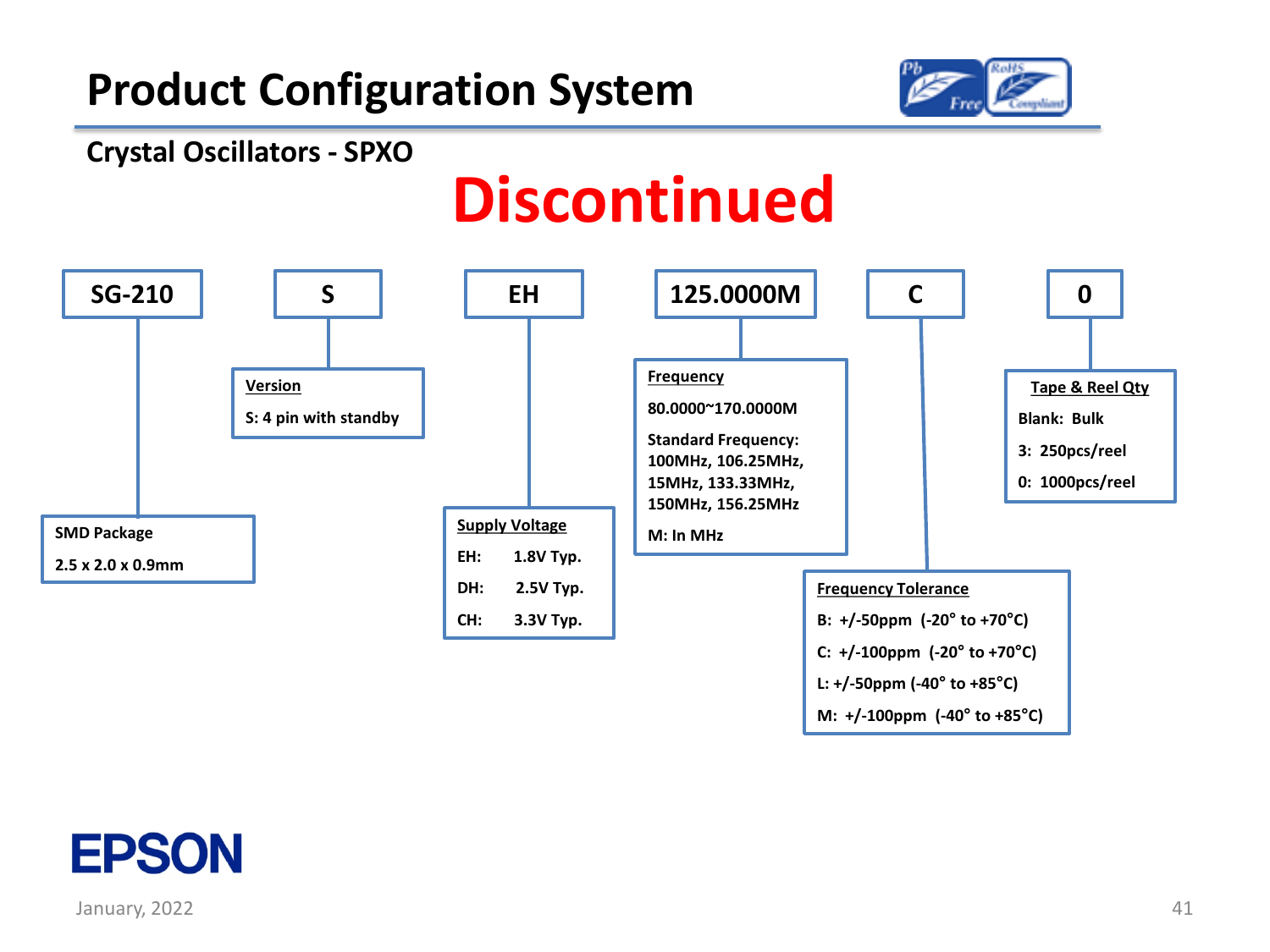# Product Configuration System

## Crystal Oscillators - SPXO

**Discontinued**

| SG-210 | S | EH | 125.0000M | C | 0 |
|---|---|---|---|---|---|

**SMD Package**

2.5 x 2.0 x 0.9mm

**Version**

S: 4 pin with standby

**Supply Voltage**

- EH: 1.8V Typ.
- DH: 2.5V Typ.
- CH: 3.3V Typ.

**Frequency**

80.0000~170.0000M

Standard Frequency: 100MHz, 106.25MHz, 15MHz, 133.33MHz, 150MHz, 156.25MHz

M: In MHz

**Frequency Tolerance**

- B: +/-50ppm (-20° to +70°C)
- C: +/-100ppm (-20° to +70°C)
- L: +/-50ppm (-40° to +85°C)
- M: +/-100ppm (-40° to +85°C)

**Tape & Reel Qty**

- Blank: Bulk
- 3: 250pcs/reel
- 0: 1000pcs/reel

EPSON

January, 2022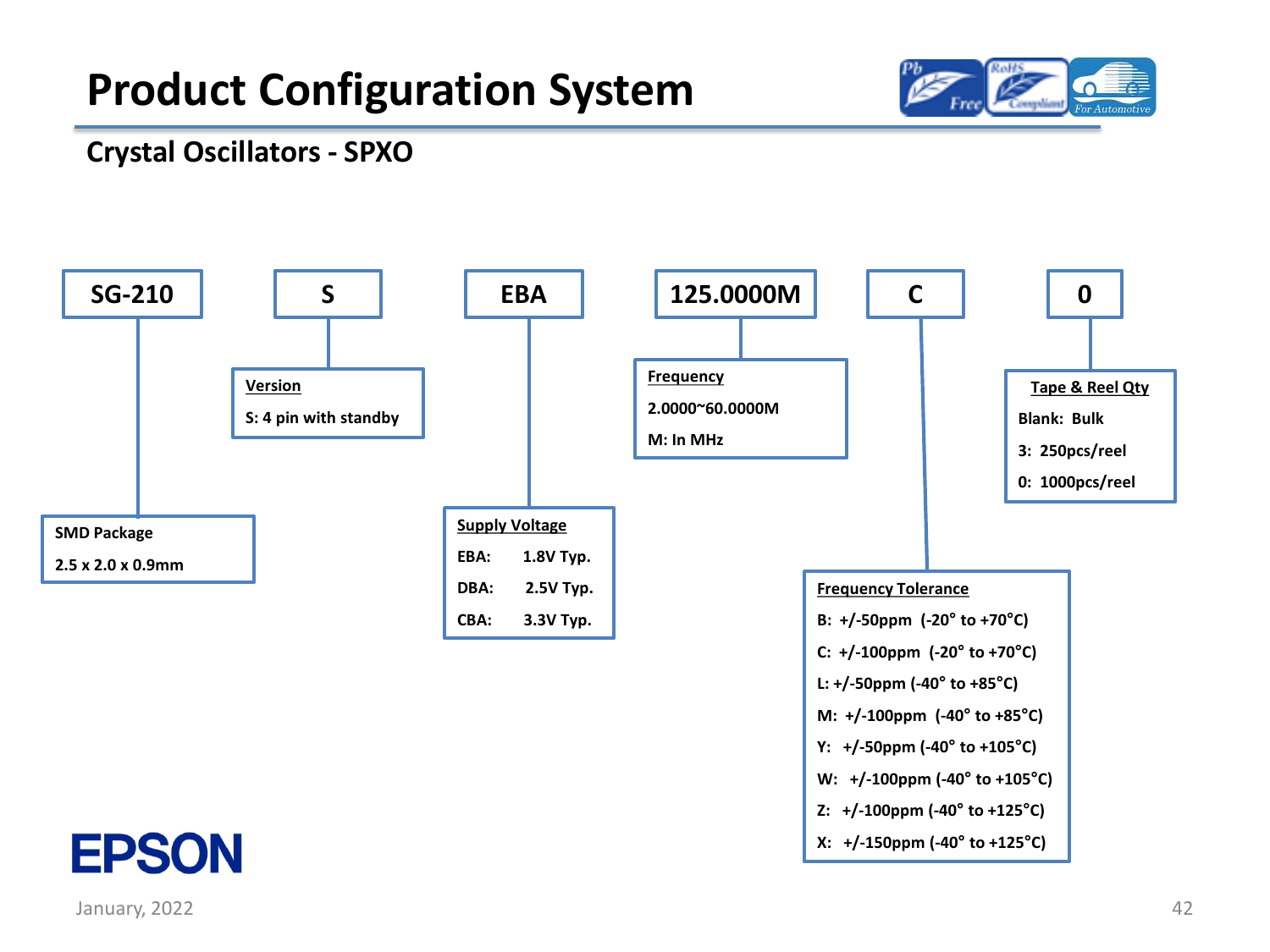# Product Configuration System

## Crystal Oscillators - SPXO

**SG-210** | **S** | **EBA** | **125.0000M** | **C** | **0**

**SG-210 — SMD Package**
2.5 x 2.0 x 0.9mm

**S — Version**
S: 4 pin with standby

**EBA — Supply Voltage**

| Code | Voltage |
|---|---|
| EBA: | 1.8V Typ. |
| DBA: | 2.5V Typ. |
| CBA: | 3.3V Typ. |

**125.0000M — Frequency**
2.0000~60.0000M
M: In MHz

**C — Frequency Tolerance**

- B: +/-50ppm (-20° to +70°C)
- C: +/-100ppm (-20° to +70°C)
- L: +/-50ppm (-40° to +85°C)
- M: +/-100ppm (-40° to +85°C)
- Y: +/-50ppm (-40° to +105°C)
- W: +/-100ppm (-40° to +105°C)
- Z: +/-100ppm (-40° to +125°C)
- X: +/-150ppm (-40° to +125°C)

**0 — Tape & Reel Qty**

- Blank: Bulk
- 3: 250pcs/reel
- 0: 1000pcs/reel

EPSON

January, 2022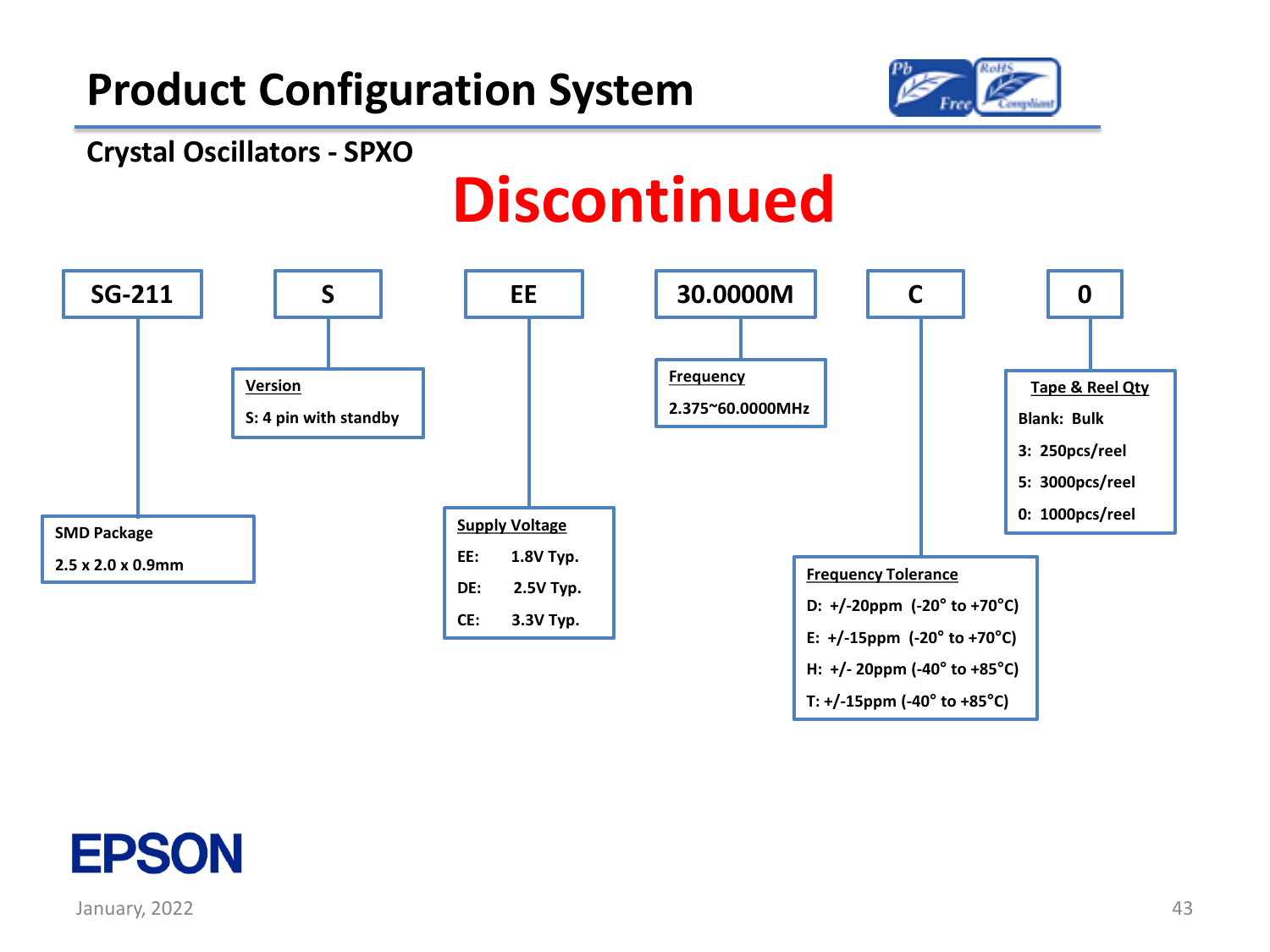# Product Configuration System

## Crystal Oscillators - SPXO

**Discontinued**

| SG-211 | S | EE | 30.0000M | C | 0 |
|---|---|---|---|---|---|

**SMD Package**
2.5 x 2.0 x 0.9mm

**Version**
S: 4 pin with standby

**Supply Voltage**
- EE: 1.8V Typ.
- DE: 2.5V Typ.
- CE: 3.3V Typ.

**Frequency**
2.375~60.0000MHz

**Frequency Tolerance**
- D: +/-20ppm (-20° to +70°C)
- E: +/-15ppm (-20° to +70°C)
- H: +/- 20ppm (-40° to +85°C)
- T: +/-15ppm (-40° to +85°C)

**Tape & Reel Qty**
- Blank: Bulk
- 3: 250pcs/reel
- 5: 3000pcs/reel
- 0: 1000pcs/reel

EPSON

January, 2022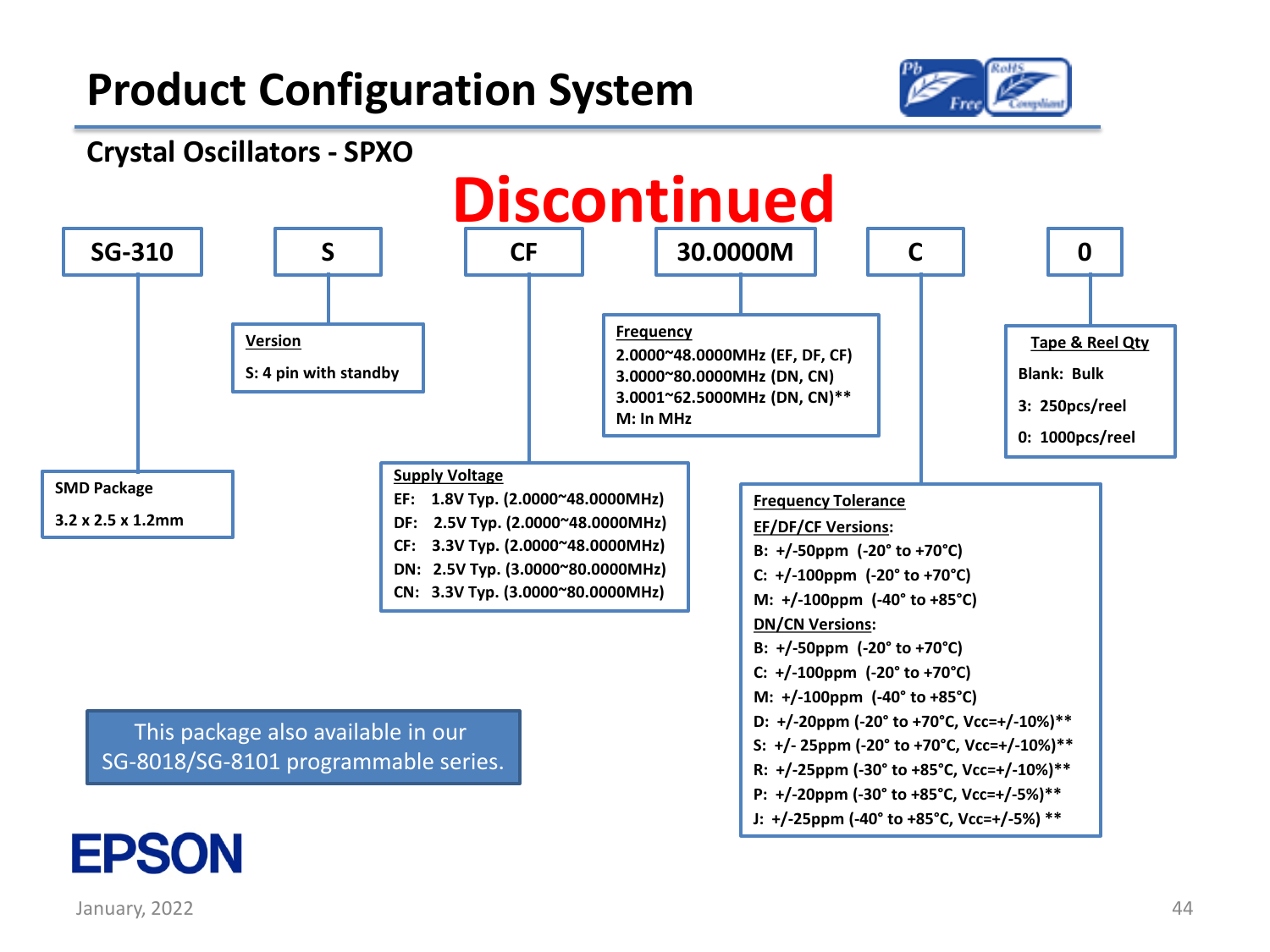# Product Configuration System

## Crystal Oscillators - SPXO

**Discontinued**

| SG-310 | S | CF | 30.0000M | C | 0 |
|---|---|---|---|---|---|

**SMD Package**
3.2 x 2.5 x 1.2mm

**Version**
S: 4 pin with standby

**Supply Voltage**
- EF: 1.8V Typ. (2.0000~48.0000MHz)
- DF: 2.5V Typ. (2.0000~48.0000MHz)
- CF: 3.3V Typ. (2.0000~48.0000MHz)
- DN: 2.5V Typ. (3.0000~80.0000MHz)
- CN: 3.3V Typ. (3.0000~80.0000MHz)

**Frequency**
- 2.0000~48.0000MHz (EF, DF, CF)
- 3.0000~80.0000MHz (DN, CN)
- 3.0001~62.5000MHz (DN, CN)**
- M: In MHz

**Frequency Tolerance**

EF/DF/CF Versions:
- B: +/-50ppm (-20° to +70°C)
- C: +/-100ppm (-20° to +70°C)
- M: +/-100ppm (-40° to +85°C)

DN/CN Versions:
- B: +/-50ppm (-20° to +70°C)
- C: +/-100ppm (-20° to +70°C)
- M: +/-100ppm (-40° to +85°C)
- D: +/-20ppm (-20° to +70°C, Vcc=+/-10%)**
- S: +/- 25ppm (-20° to +70°C, Vcc=+/-10%)**
- R: +/-25ppm (-30° to +85°C, Vcc=+/-10%)**
- P: +/-20ppm (-30° to +85°C, Vcc=+/-5%)**
- J: +/-25ppm (-40° to +85°C, Vcc=+/-5%) **

**Tape & Reel Qty**
- Blank: Bulk
- 3: 250pcs/reel
- 0: 1000pcs/reel

This package also available in our SG-8018/SG-8101 programmable series.

EPSON

January, 2022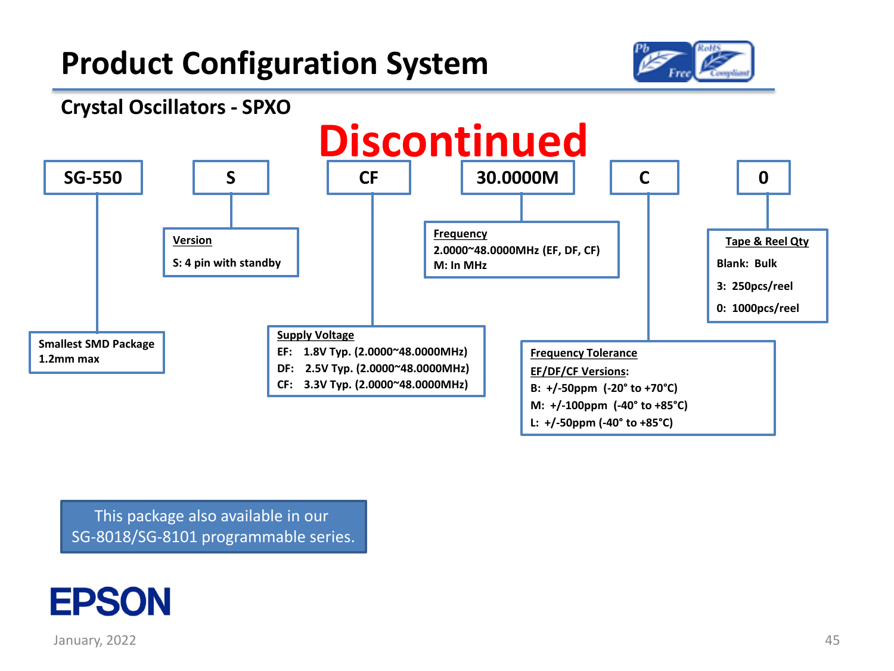# Product Configuration System

## Crystal Oscillators - SPXO

**Discontinued**

**SG-550** | **S** | **CF** | **30.0000M** | **C** | **0**

**SG-550**
Smallest SMD Package
1.2mm max

**S**
Version
S: 4 pin with standby

**CF**
Supply Voltage
- EF: 1.8V Typ. (2.0000~48.0000MHz)
- DF: 2.5V Typ. (2.0000~48.0000MHz)
- CF: 3.3V Typ. (2.0000~48.0000MHz)

**30.0000M**
Frequency
2.0000~48.0000MHz (EF, DF, CF)
M: In MHz

**C**
Frequency Tolerance
EF/DF/CF Versions:
- B: +/-50ppm (-20° to +70°C)
- M: +/-100ppm (-40° to +85°C)
- L: +/-50ppm (-40° to +85°C)

**0**
Tape & Reel Qty
- Blank: Bulk
- 3: 250pcs/reel
- 0: 1000pcs/reel

This package also available in our SG-8018/SG-8101 programmable series.

January, 2022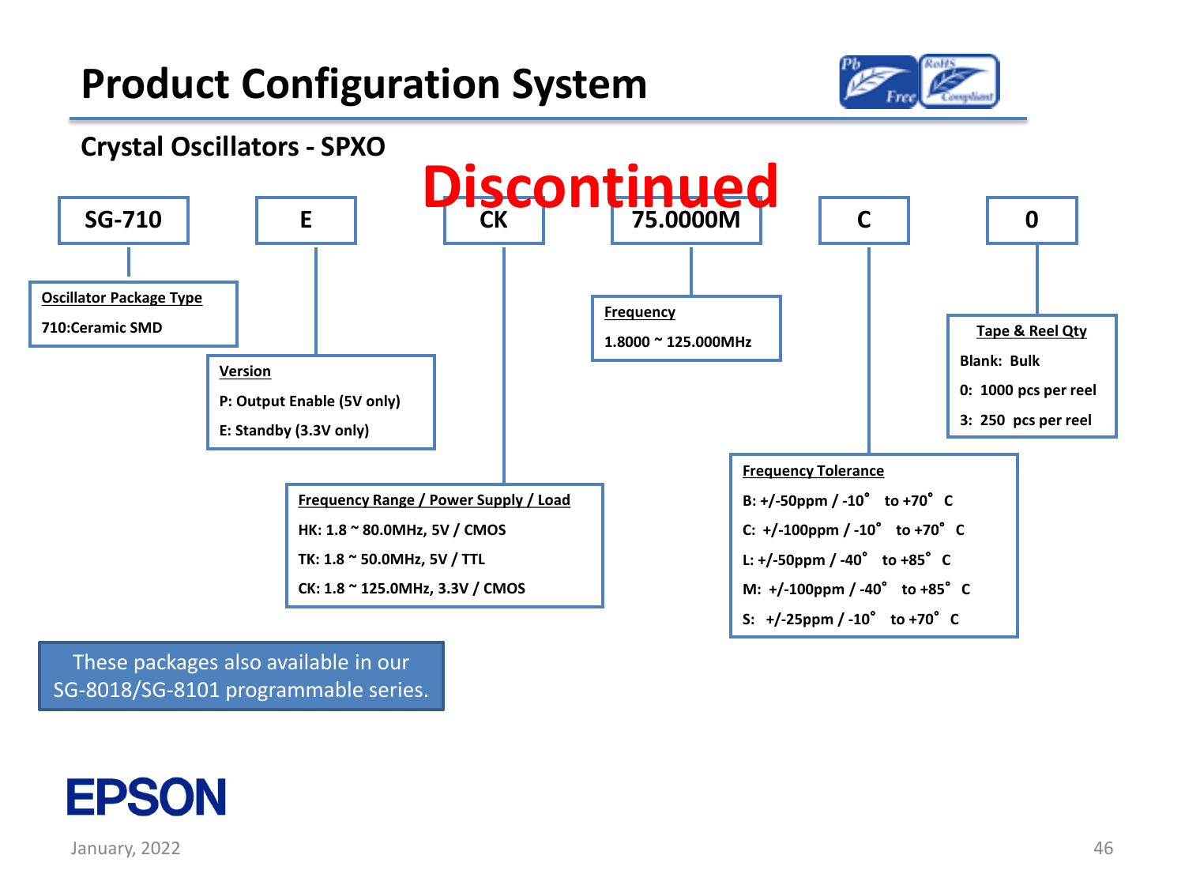# Product Configuration System

## Crystal Oscillators - SPXO

**Discontinued**

| SG-710 | E | CK | 75.0000M | C | 0 |
|---|---|---|---|---|---|

**Oscillator Package Type**

710:Ceramic SMD

**Version**

P: Output Enable (5V only)

E: Standby (3.3V only)

**Frequency Range / Power Supply / Load**

HK: 1.8 ~ 80.0MHz, 5V / CMOS

TK: 1.8 ~ 50.0MHz, 5V / TTL

CK: 1.8 ~ 125.0MHz, 3.3V / CMOS

**Frequency**

1.8000 ~ 125.000MHz

**Frequency Tolerance**

B: +/-50ppm / -10° to +70° C

C: +/-100ppm / -10° to +70° C

L: +/-50ppm / -40° to +85° C

M: +/-100ppm / -40° to +85° C

S: +/-25ppm / -10° to +70° C

**Tape & Reel Qty**

Blank: Bulk

0: 1000 pcs per reel

3: 250 pcs per reel

These packages also available in our SG-8018/SG-8101 programmable series.

EPSON

January, 2022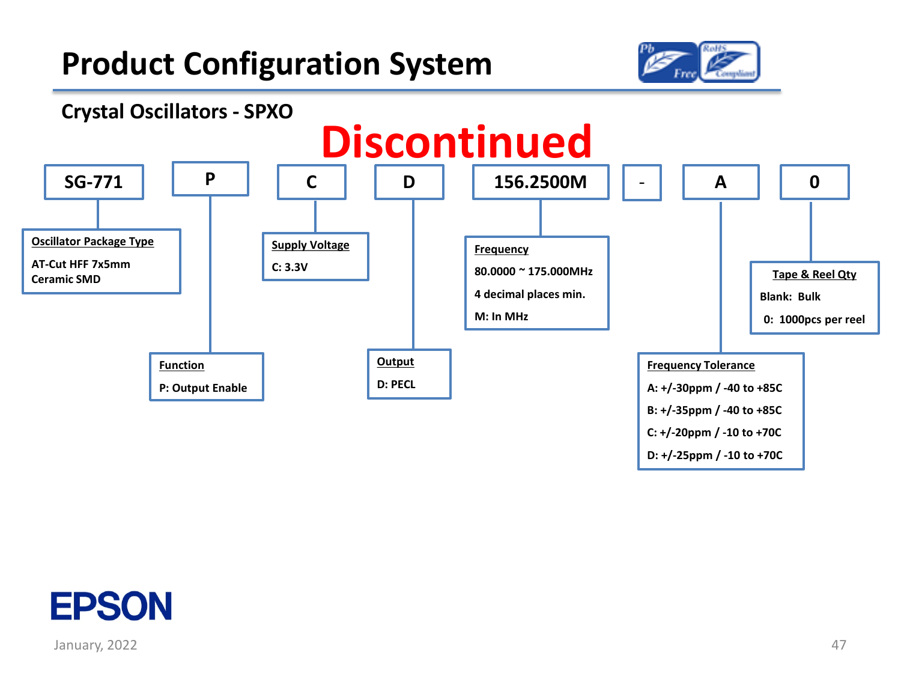# Product Configuration System

## Crystal Oscillators - SPXO

**Discontinued**

| SG-771 | P | C | D | 156.2500M | - | A | 0 |
|---|---|---|---|---|---|---|---|

**Oscillator Package Type**
AT-Cut HFF 7x5mm Ceramic SMD

**Function**
P: Output Enable

**Supply Voltage**
C: 3.3V

**Output**
D: PECL

**Frequency**
80.0000 ~ 175.000MHz
4 decimal places min.
M: In MHz

**Frequency Tolerance**
A: +/-30ppm / -40 to +85C
B: +/-35ppm / -40 to +85C
C: +/-20ppm / -10 to +70C
D: +/-25ppm / -10 to +70C

**Tape & Reel Qty**
Blank: Bulk
0: 1000pcs per reel

EPSON

January, 2022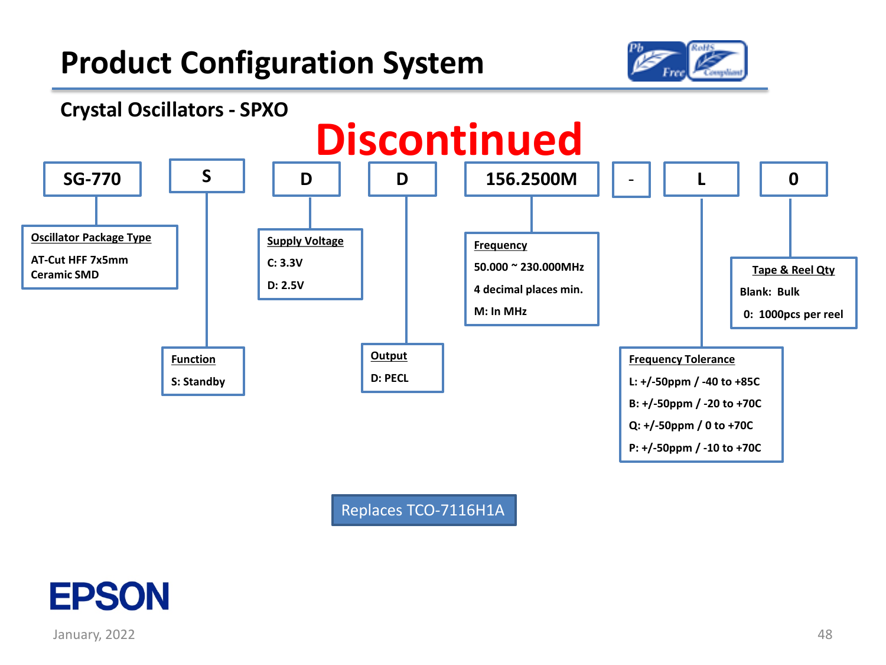# Product Configuration System

## Crystal Oscillators - SPXO

**Discontinued**

| SG-770 | S | D | D | 156.2500M | - | L | 0 |
|---|---|---|---|---|---|---|---|

**Oscillator Package Type** (SG-770)
- AT-Cut HFF 7x5mm Ceramic SMD

**Function** (S)
- S: Standby

**Supply Voltage** (D)
- C: 3.3V
- D: 2.5V

**Output** (D)
- D: PECL

**Frequency** (156.2500M)
- 50.000 ~ 230.000MHz
- 4 decimal places min.
- M: In MHz

**Frequency Tolerance** (L)
- L: +/-50ppm / -40 to +85C
- B: +/-50ppm / -20 to +70C
- Q: +/-50ppm / 0 to +70C
- P: +/-50ppm / -10 to +70C

**Tape & Reel Qty** (0)
- Blank: Bulk
- 0: 1000pcs per reel

Replaces TCO-7116H1A

EPSON

January, 2022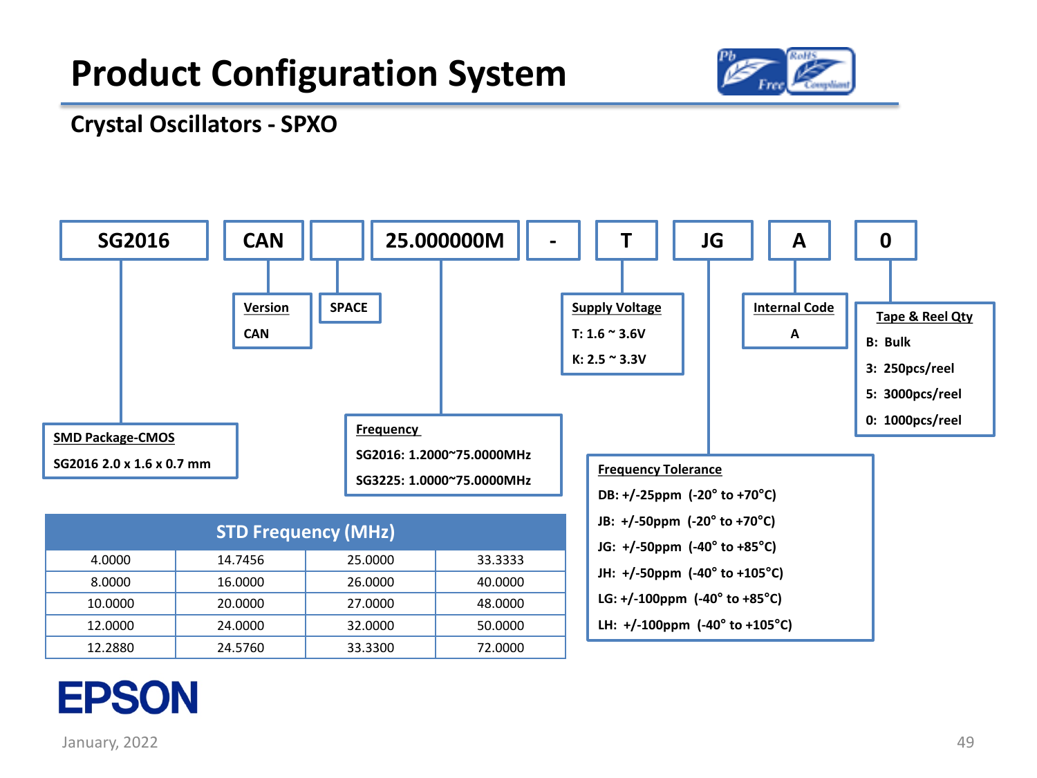# Product Configuration System

## Crystal Oscillators - SPXO

| SG2016 | CAN | | 25.000000M | - | T | JG | A | 0 |
|---|---|---|---|---|---|---|---|---|

**Version**
- CAN

**SPACE**

**Supply Voltage**
- T: 1.6 ~ 3.6V
- K: 2.5 ~ 3.3V

**Internal Code**
- A

**Tape & Reel Qty**
- B: Bulk
- 3: 250pcs/reel
- 5: 3000pcs/reel
- 0: 1000pcs/reel

**SMD Package-CMOS**
- SG2016 2.0 x 1.6 x 0.7 mm

**Frequency**
- SG2016: 1.2000~75.0000MHz
- SG3225: 1.0000~75.0000MHz

**Frequency Tolerance**
- DB: +/-25ppm (-20° to +70°C)
- JB: +/-50ppm (-20° to +70°C)
- JG: +/-50ppm (-40° to +85°C)
- JH: +/-50ppm (-40° to +105°C)
- LG: +/-100ppm (-40° to +85°C)
- LH: +/-100ppm (-40° to +105°C)

| STD Frequency (MHz) | | | |
|---|---|---|---|
| 4.0000 | 14.7456 | 25.0000 | 33.3333 |
| 8.0000 | 16.0000 | 26.0000 | 40.0000 |
| 10.0000 | 20.0000 | 27.0000 | 48.0000 |
| 12.0000 | 24.0000 | 32.0000 | 50.0000 |
| 12.2880 | 24.5760 | 33.3300 | 72.0000 |

EPSON

January, 2022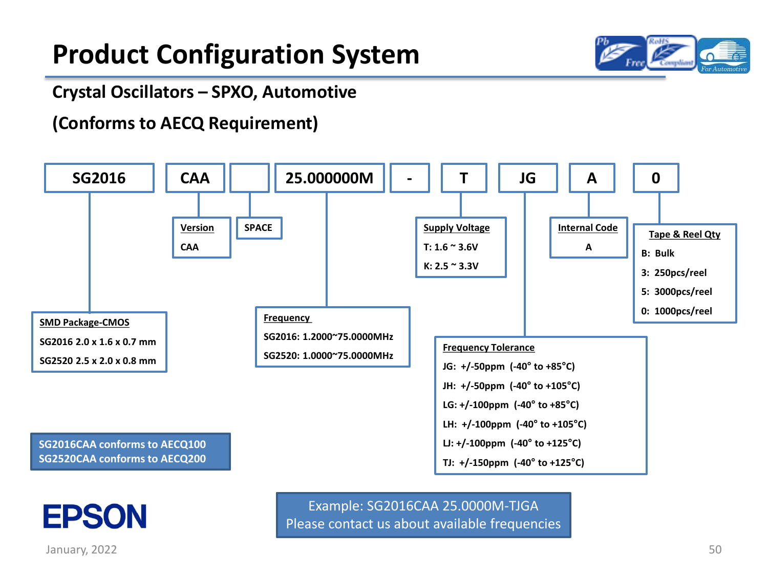# Product Configuration System

## Crystal Oscillators – SPXO, Automotive

## (Conforms to AECQ Requirement)

| SG2016 | CAA | | 25.000000M | - | T | JG | A | 0 |
|---|---|---|---|---|---|---|---|---|

**SMD Package-CMOS**
- SG2016 2.0 x 1.6 x 0.7 mm
- SG2520 2.5 x 2.0 x 0.8 mm

**Version**
- CAA

**SPACE**

**Frequency**
- SG2016: 1.2000~75.0000MHz
- SG2520: 1.0000~75.0000MHz

**Supply Voltage**
- T: 1.6 ~ 3.6V
- K: 2.5 ~ 3.3V

**Frequency Tolerance**
- JG: +/-50ppm (-40° to +85°C)
- JH: +/-50ppm (-40° to +105°C)
- LG: +/-100ppm (-40° to +85°C)
- LH: +/-100ppm (-40° to +105°C)
- LJ: +/-100ppm (-40° to +125°C)
- TJ: +/-150ppm (-40° to +125°C)

**Internal Code**
- A

**Tape & Reel Qty**
- B: Bulk
- 3: 250pcs/reel
- 5: 3000pcs/reel
- 0: 1000pcs/reel

SG2016CAA conforms to AECQ100
SG2520CAA conforms to AECQ200

Example: SG2016CAA 25.0000M-TJGA
Please contact us about available frequencies

EPSON

January, 2022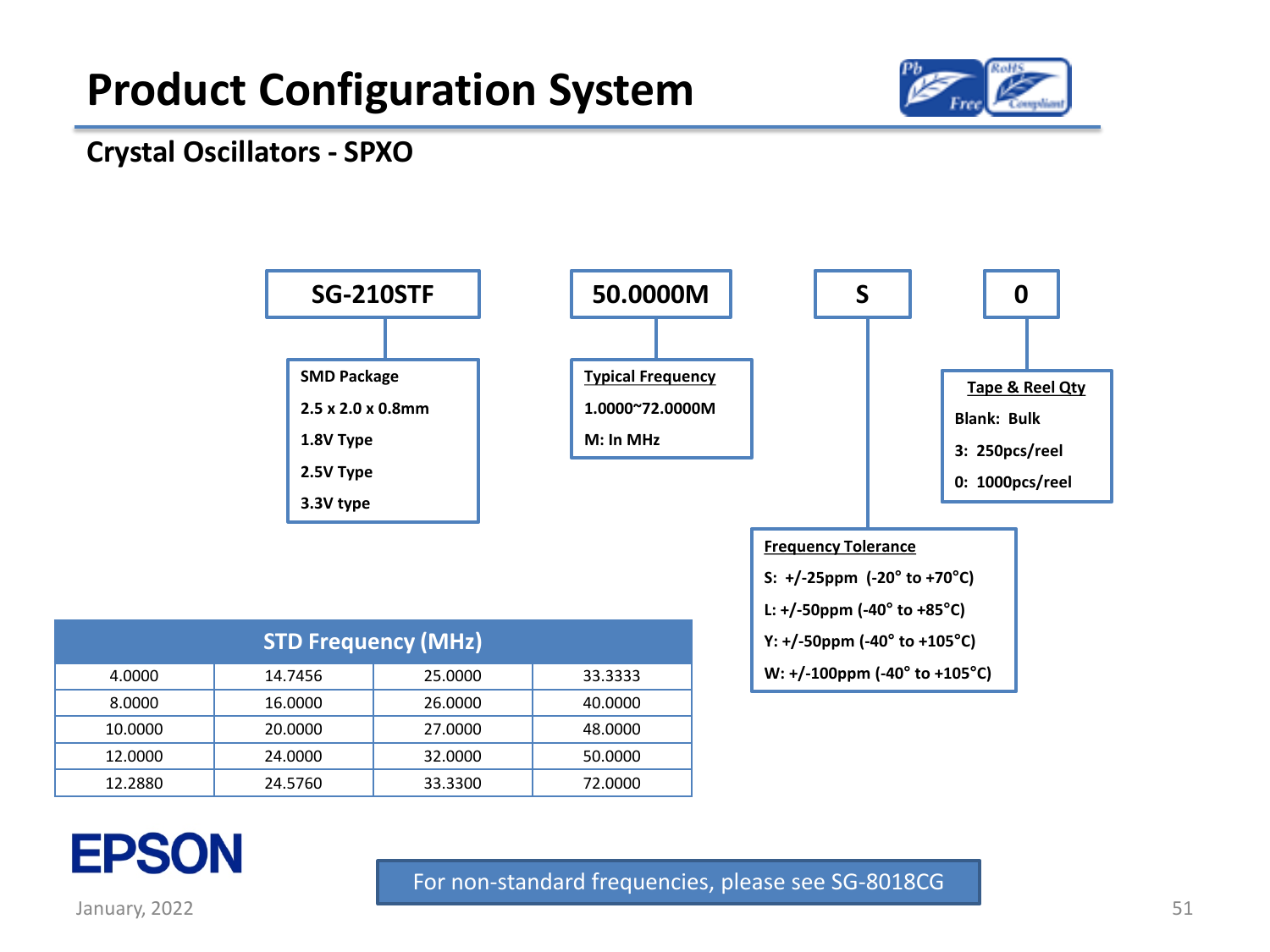# Product Configuration System

## Crystal Oscillators - SPXO

**SG-210STF** | **50.0000M** | **S** | **0**

**SG-210STF**
- SMD Package
- 2.5 x 2.0 x 0.8mm
- 1.8V Type
- 2.5V Type
- 3.3V type

**50.0000M** — Typical Frequency
- 1.0000~72.0000M
- M: In MHz

**S** — Frequency Tolerance
- S: +/-25ppm (-20° to +70°C)
- L: +/-50ppm (-40° to +85°C)
- Y: +/-50ppm (-40° to +105°C)
- W: +/-100ppm (-40° to +105°C)

**0** — Tape & Reel Qty
- Blank: Bulk
- 3: 250pcs/reel
- 0: 1000pcs/reel

| STD Frequency (MHz) | | | |
|---|---|---|---|
| 4.0000 | 14.7456 | 25.0000 | 33.3333 |
| 8.0000 | 16.0000 | 26.0000 | 40.0000 |
| 10.0000 | 20.0000 | 27.0000 | 48.0000 |
| 12.0000 | 24.0000 | 32.0000 | 50.0000 |
| 12.2880 | 24.5760 | 33.3300 | 72.0000 |

For non-standard frequencies, please see SG-8018CG

EPSON

January, 2022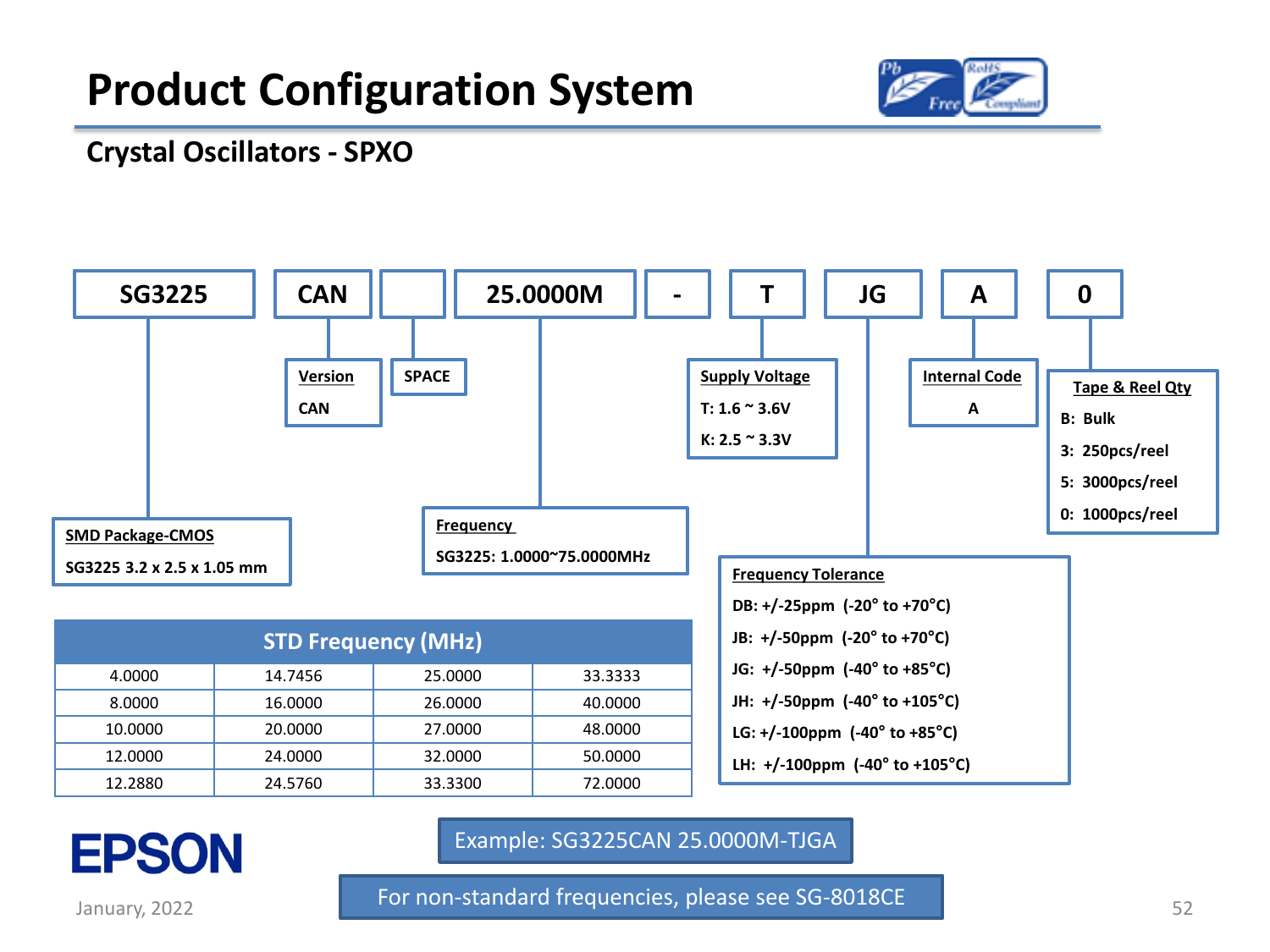# Product Configuration System

## Crystal Oscillators - SPXO

| SG3225 | CAN | | 25.0000M | - | T | JG | A | 0 |
|---|---|---|---|---|---|---|---|---|

**SMD Package-CMOS**
SG3225 3.2 x 2.5 x 1.05 mm

**Version**
CAN

**SPACE**

**Frequency**
SG3225: 1.0000~75.0000MHz

**Supply Voltage**
T: 1.6 ~ 3.6V
K: 2.5 ~ 3.3V

**Frequency Tolerance**
DB: +/-25ppm (-20° to +70°C)
JB: +/-50ppm (-20° to +70°C)
JG: +/-50ppm (-40° to +85°C)
JH: +/-50ppm (-40° to +105°C)
LG: +/-100ppm (-40° to +85°C)
LH: +/-100ppm (-40° to +105°C)

**Internal Code**
A

**Tape & Reel Qty**
B: Bulk
3: 250pcs/reel
5: 3000pcs/reel
0: 1000pcs/reel

| STD Frequency (MHz) | | | |
|---|---|---|---|
| 4.0000 | 14.7456 | 25.0000 | 33.3333 |
| 8.0000 | 16.0000 | 26.0000 | 40.0000 |
| 10.0000 | 20.0000 | 27.0000 | 48.0000 |
| 12.0000 | 24.0000 | 32.0000 | 50.0000 |
| 12.2880 | 24.5760 | 33.3300 | 72.0000 |

Example: SG3225CAN 25.0000M-TJGA

For non-standard frequencies, please see SG-8018CE

EPSON

January, 2022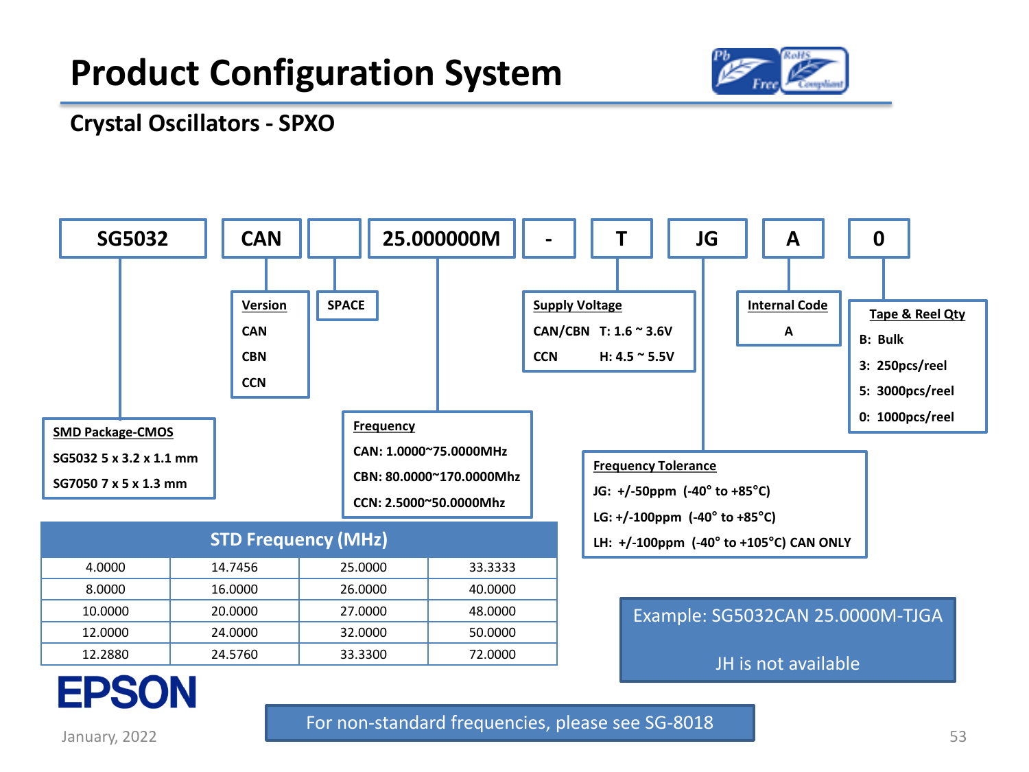# Product Configuration System

## Crystal Oscillators - SPXO

| SG5032 | CAN | (SPACE) | 25.000000M | - | T | JG | A | 0 |
|---|---|---|---|---|---|---|---|---|

**SMD Package-CMOS**
- SG5032 5 x 3.2 x 1.1 mm
- SG7050 7 x 5 x 1.3 mm

**Version**
- CAN
- CBN
- CCN

**SPACE**

**Frequency**
- CAN: 1.0000~75.0000MHz
- CBN: 80.0000~170.0000Mhz
- CCN: 2.5000~50.0000Mhz

**Supply Voltage**
- CAN/CBN T: 1.6 ~ 3.6V
- CCN H: 4.5 ~ 5.5V

**Frequency Tolerance**
- JG: +/-50ppm (-40° to +85°C)
- LG: +/-100ppm (-40° to +85°C)
- LH: +/-100ppm (-40° to +105°C) CAN ONLY

**Internal Code**
- A

**Tape & Reel Qty**
- B: Bulk
- 3: 250pcs/reel
- 5: 3000pcs/reel
- 0: 1000pcs/reel

| STD Frequency (MHz) | | | |
|---|---|---|---|
| 4.0000 | 14.7456 | 25.0000 | 33.3333 |
| 8.0000 | 16.0000 | 26.0000 | 40.0000 |
| 10.0000 | 20.0000 | 27.0000 | 48.0000 |
| 12.0000 | 24.0000 | 32.0000 | 50.0000 |
| 12.2880 | 24.5760 | 33.3300 | 72.0000 |

Example: SG5032CAN 25.0000M-TJGA

JH is not available

EPSON

For non-standard frequencies, please see SG-8018

January, 2022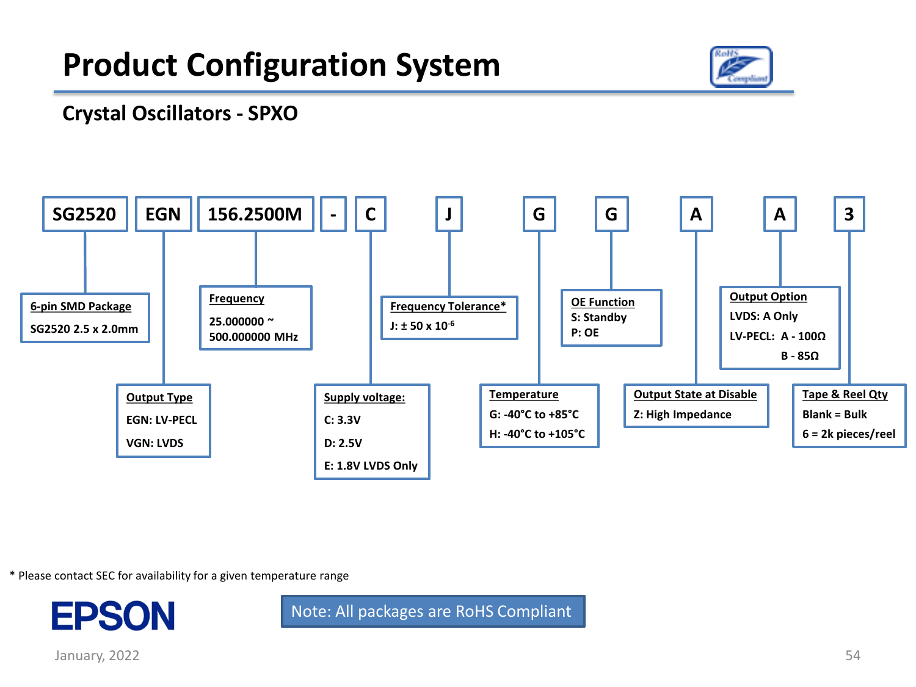# Product Configuration System

## Crystal Oscillators - SPXO

SG2520 | EGN | 156.2500M | - | C | J | G | G | A | A | 3

| Code | Field | Options |
| --- | --- | --- |
| SG2520 | 6-pin SMD Package | SG2520 2.5 x 2.0mm |
| EGN | Output Type | EGN: LV-PECL; VGN: LVDS |
| 156.2500M | Frequency | 25.000000 ~ 500.000000 MHz |
| C | Supply voltage: | C: 3.3V; D: 2.5V; E: 1.8V LVDS Only |
| J | Frequency Tolerance* | J: ± 50 x $10^{-6}$ |
| G | Temperature | G: -40°C to +85°C; H: -40°C to +105°C |
| G | OE Function | S: Standby; P: OE |
| A | Output State at Disable | Z: High Impedance |
| A | Output Option | LVDS: A Only; LV-PECL: A - 100Ω, B - 85Ω |
| 3 | Tape & Reel Qty | Blank = Bulk; 6 = 2k pieces/reel |

\* Please contact SEC for availability for a given temperature range

EPSON

Note: All packages are RoHS Compliant

January, 2022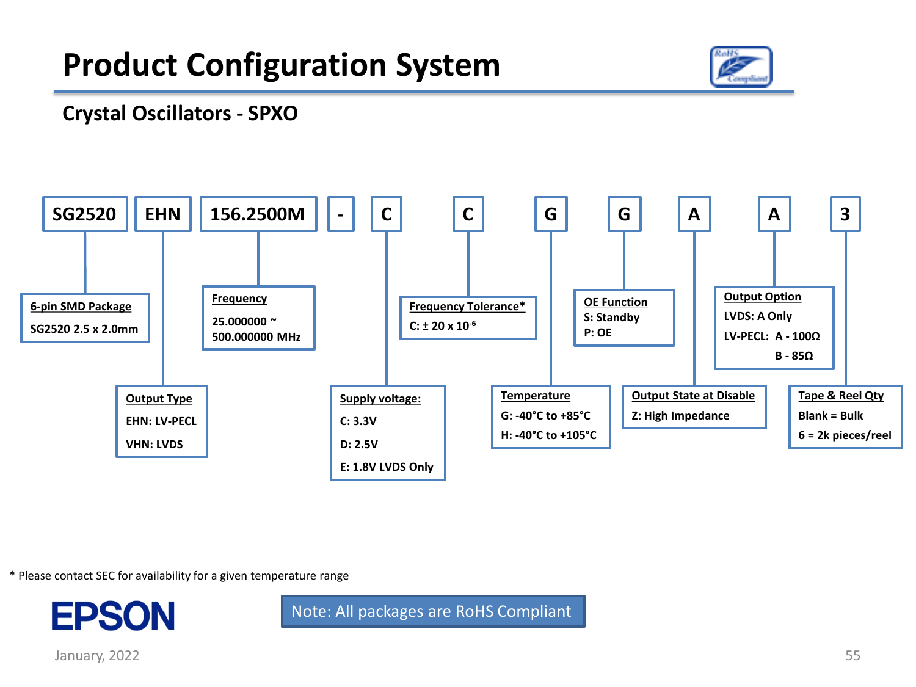# Product Configuration System

## Crystal Oscillators - SPXO

| SG2520 | EHN | 156.2500M | - | C | C | G | G | A | A | 3 |
|---|---|---|---|---|---|---|---|---|---|---|

- **SG2520** — 6-pin SMD Package: SG2520 2.5 x 2.0mm
- **EHN** — Output Type: EHN: LV-PECL; VHN: LVDS
- **156.2500M** — Frequency: 25.000000 ~ 500.000000 MHz
- **C** — Supply voltage: C: 3.3V; D: 2.5V; E: 1.8V LVDS Only
- **C** — Frequency Tolerance*: C: ± 20 x $10^{-6}$
- **G** — Temperature: G: -40°C to +85°C; H: -40°C to +105°C
- **G** — OE Function: S: Standby; P: OE
- **A** — Output State at Disable: Z: High Impedance
- **A** — Output Option: LVDS: A Only; LV-PECL: A - 100Ω, B - 85Ω
- **3** — Tape & Reel Qty: Blank = Bulk; 6 = 2k pieces/reel

\* Please contact SEC for availability for a given temperature range

Note: All packages are RoHS Compliant

EPSON

January, 2022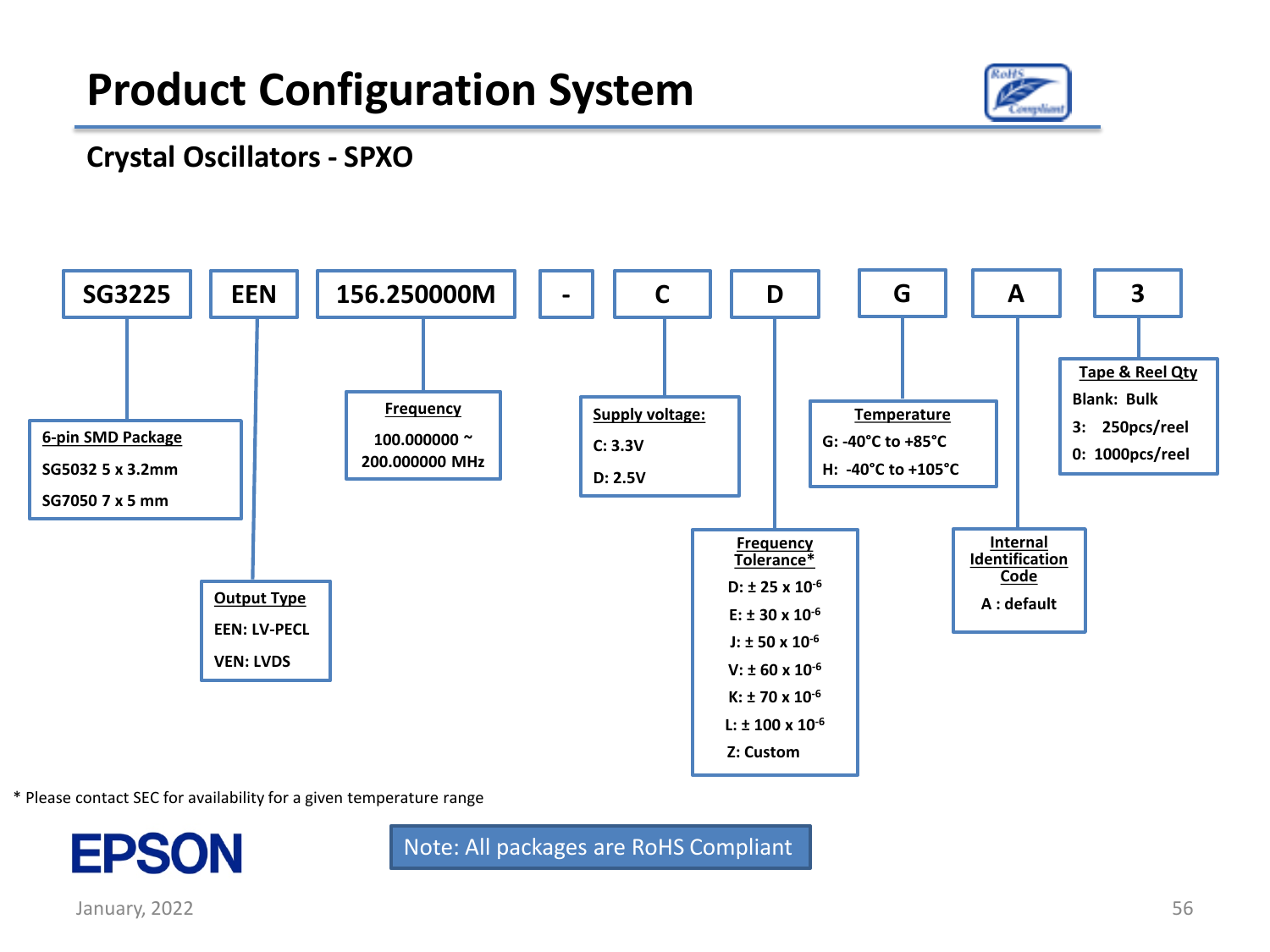# Product Configuration System

## Crystal Oscillators - SPXO

**SG3225 | EEN | 156.250000M | - | C | D | G | A | 3**

**6-pin SMD Package**
- SG5032 5 x 3.2mm
- SG7050 7 x 5 mm

**Output Type**
- EEN: LV-PECL
- VEN: LVDS

**Frequency**
- 100.000000 ~ 200.000000 MHz

**Supply voltage:**
- C: 3.3V
- D: 2.5V

**Frequency Tolerance***
- D: ± 25 x $10^{-6}$
- E: ± 30 x $10^{-6}$
- J: ± 50 x $10^{-6}$
- V: ± 60 x $10^{-6}$
- K: ± 70 x $10^{-6}$
- L: ± 100 x $10^{-6}$
- Z: Custom

**Temperature**
- G: -40°C to +85°C
- H: -40°C to +105°C

**Internal Identification Code**
- A : default

**Tape & Reel Qty**
- Blank: Bulk
- 3: 250pcs/reel
- 0: 1000pcs/reel

* Please contact SEC for availability for a given temperature range

Note: All packages are RoHS Compliant

January, 2022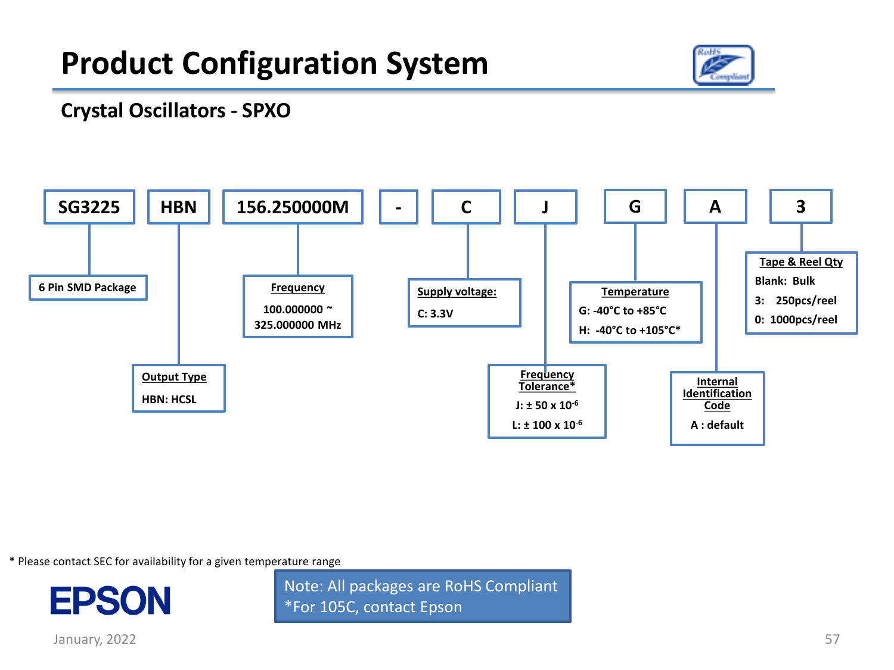# Product Configuration System

## Crystal Oscillators - SPXO

| SG3225 | HBN | 156.250000M | - | C | J | G | A | 3 |
|---|---|---|---|---|---|---|---|---|

- **SG3225** — 6 Pin SMD Package
- **HBN** — Output Type
  - HBN: HCSL
- **156.250000M** — Frequency
  - 100.000000 ~ 325.000000 MHz
- **C** — Supply voltage:
  - C: 3.3V
- **J** — Frequency Tolerance*
  - J: ± 50 x $10^{-6}$
  - L: ± 100 x $10^{-6}$
- **G** — Temperature
  - G: -40°C to +85°C
  - H: -40°C to +105°C*
- **A** — Internal Identification Code
  - A : default
- **3** — Tape & Reel Qty
  - Blank: Bulk
  - 3: 250pcs/reel
  - 0: 1000pcs/reel

\* Please contact SEC for availability for a given temperature range

Note: All packages are RoHS Compliant
*For 105C, contact Epson

EPSON

January, 2022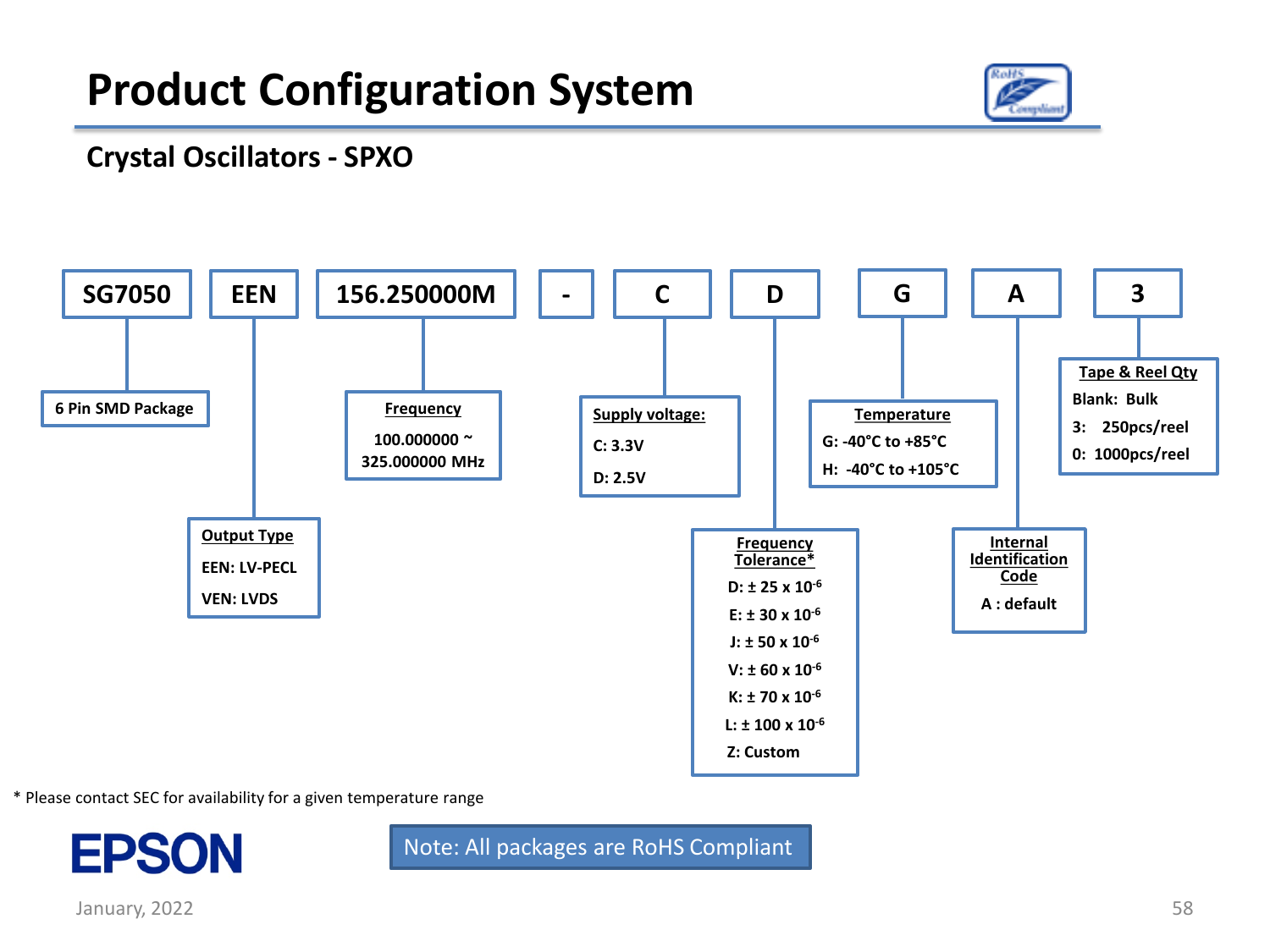# Product Configuration System

## Crystal Oscillators - SPXO

| SG7050 | EEN | 156.250000M | - | C | D | G | A | 3 |
|---|---|---|---|---|---|---|---|---|

**SG7050** – 6 Pin SMD Package

**EEN** – **Output Type**
- EEN: LV-PECL
- VEN: LVDS

**156.250000M** – **Frequency**
- 100.000000 ~ 325.000000 MHz

**C** – **Supply voltage:**
- C: 3.3V
- D: 2.5V

**D** – **Frequency Tolerance***
- D: ± 25 x $10^{-6}$
- E: ± 30 x $10^{-6}$
- J: ± 50 x $10^{-6}$
- V: ± 60 x $10^{-6}$
- K: ± 70 x $10^{-6}$
- L: ± 100 x $10^{-6}$
- Z: Custom

**G** – **Temperature**
- G: -40°C to +85°C
- H: -40°C to +105°C

**A** – **Internal Identification Code**
- A : default

**3** – **Tape & Reel Qty**
- Blank: Bulk
- 3: 250pcs/reel
- 0: 1000pcs/reel

* Please contact SEC for availability for a given temperature range

Note: All packages are RoHS Compliant

January, 2022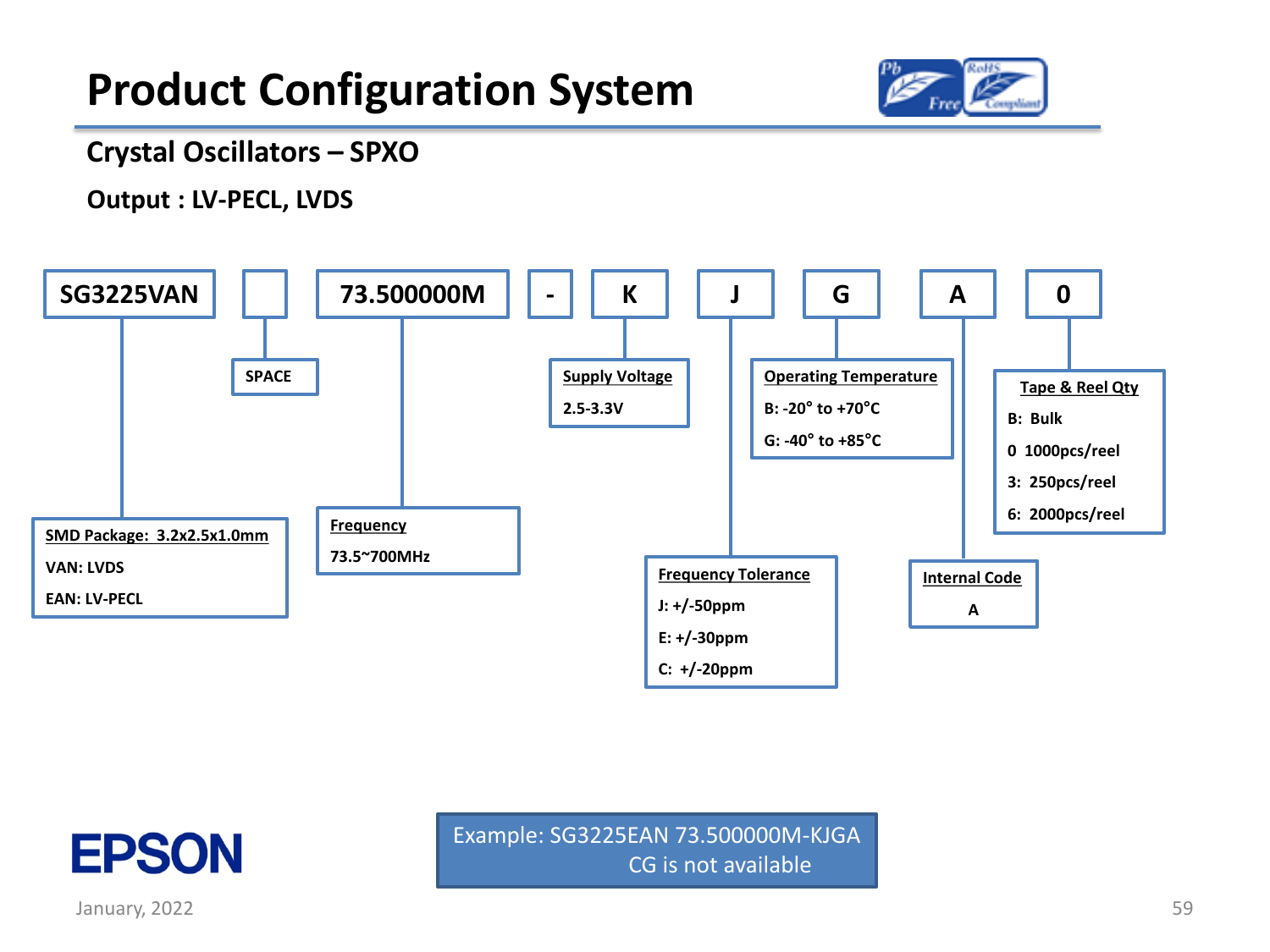# Product Configuration System

## Crystal Oscillators – SPXO

### Output : LV-PECL, LVDS

| SG3225VAN | (SPACE) | 73.500000M | - | K | J | G | A | 0 |
|---|---|---|---|---|---|---|---|---|

**SMD Package: 3.2x2.5x1.0mm**
- VAN: LVDS
- EAN: LV-PECL

**SPACE**

**Frequency**
- 73.5~700MHz

**Supply Voltage**
- 2.5-3.3V

**Frequency Tolerance**
- J: +/-50ppm
- E: +/-30ppm
- C: +/-20ppm

**Operating Temperature**
- B: -20° to +70°C
- G: -40° to +85°C

**Internal Code**
- A

**Tape & Reel Qty**
- B: Bulk
- 0 1000pcs/reel
- 3: 250pcs/reel
- 6: 2000pcs/reel

Example: SG3225EAN 73.500000M-KJGA
CG is not available

EPSON

January, 2022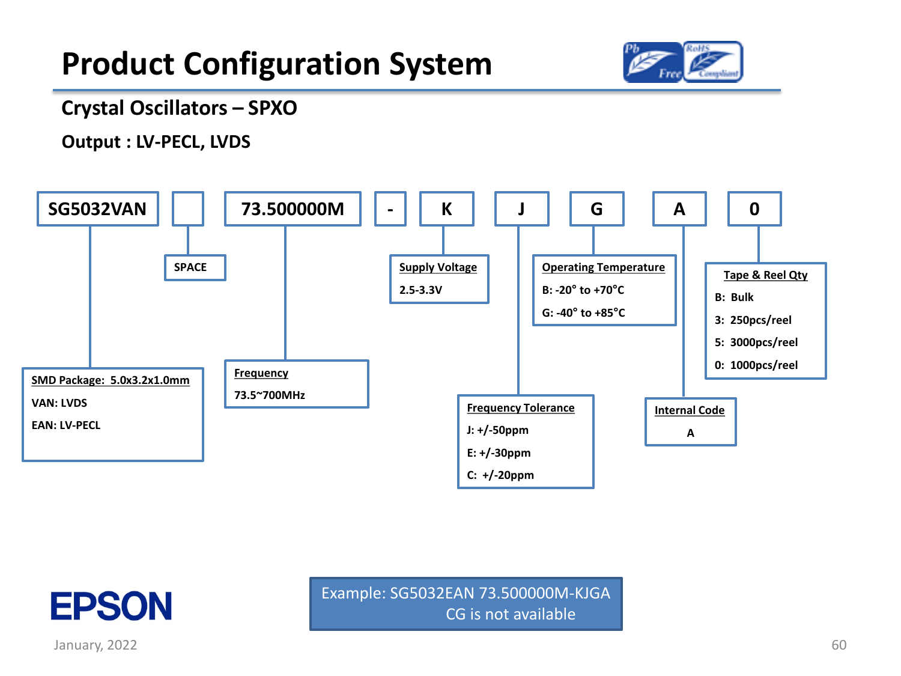# Product Configuration System

## Crystal Oscillators – SPXO

### Output : LV-PECL, LVDS

| SG5032VAN | | 73.500000M | - | K | J | G | A | 0 |
|---|---|---|---|---|---|---|---|---|

**SMD Package: 5.0x3.2x1.0mm**
- VAN: LVDS
- EAN: LV-PECL

**SPACE**

**Frequency**
- 73.5~700MHz

**Supply Voltage**
- 2.5-3.3V

**Frequency Tolerance**
- J: +/-50ppm
- E: +/-30ppm
- C: +/-20ppm

**Operating Temperature**
- B: -20° to +70°C
- G: -40° to +85°C

**Internal Code**
- A

**Tape & Reel Qty**
- B: Bulk
- 3: 250pcs/reel
- 5: 3000pcs/reel
- 0: 1000pcs/reel

Example: SG5032EAN 73.500000M-KJGA
CG is not available

EPSON

January, 2022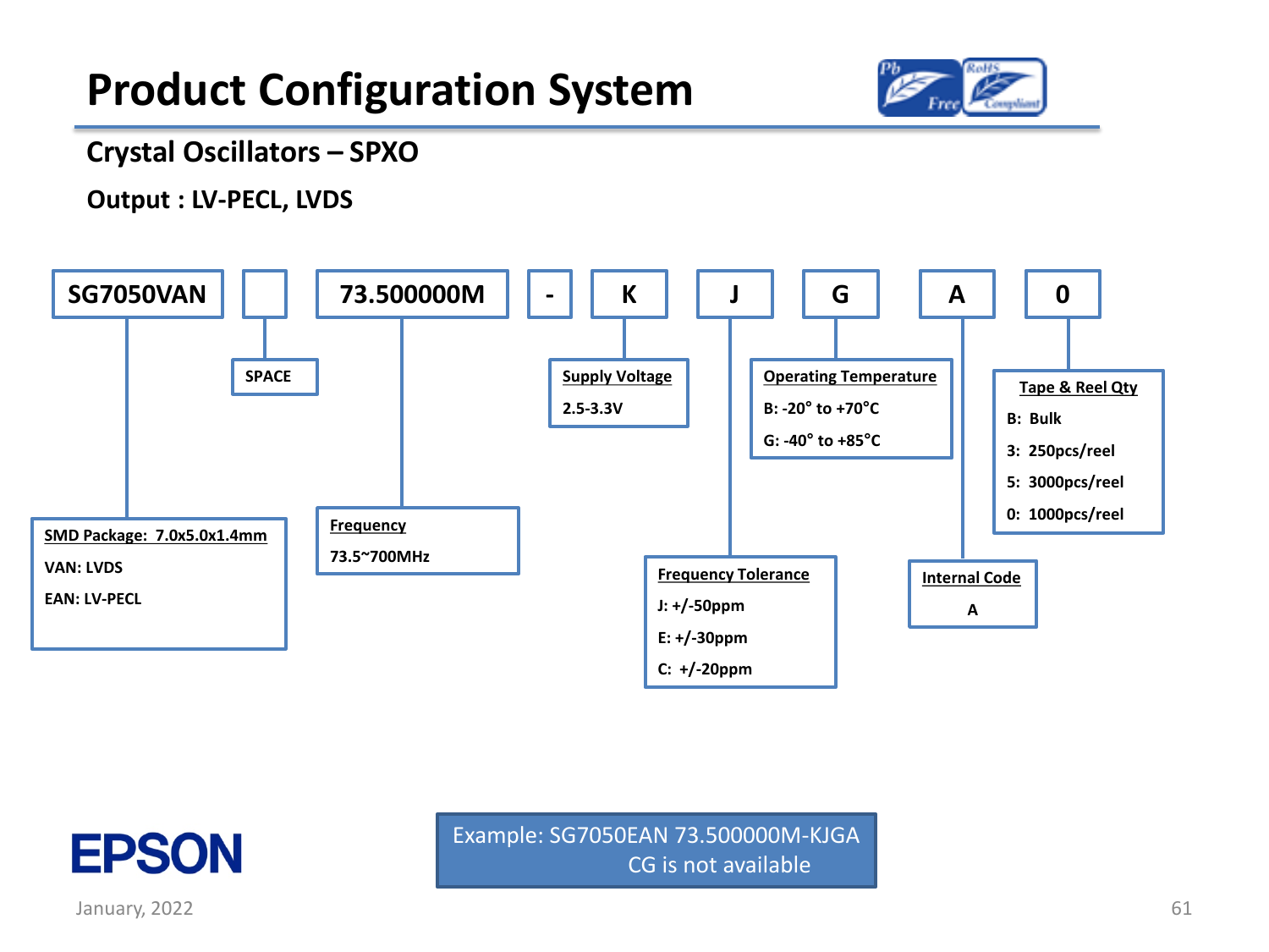# Product Configuration System

## Crystal Oscillators – SPXO

### Output : LV-PECL, LVDS

| SG7050VAN | (SPACE) | 73.500000M | - | K | J | G | A | 0 |
|---|---|---|---|---|---|---|---|---|

**SMD Package: 7.0x5.0x1.4mm**
- VAN: LVDS
- EAN: LV-PECL

**SPACE**

**Frequency**
- 73.5~700MHz

**Supply Voltage**
- 2.5-3.3V

**Frequency Tolerance**
- J: +/-50ppm
- E: +/-30ppm
- C: +/-20ppm

**Operating Temperature**
- B: -20° to +70°C
- G: -40° to +85°C

**Internal Code**
- A

**Tape & Reel Qty**
- B: Bulk
- 3: 250pcs/reel
- 5: 3000pcs/reel
- 0: 1000pcs/reel

Example: SG7050EAN 73.500000M-KJGA
CG is not available

EPSON

January, 2022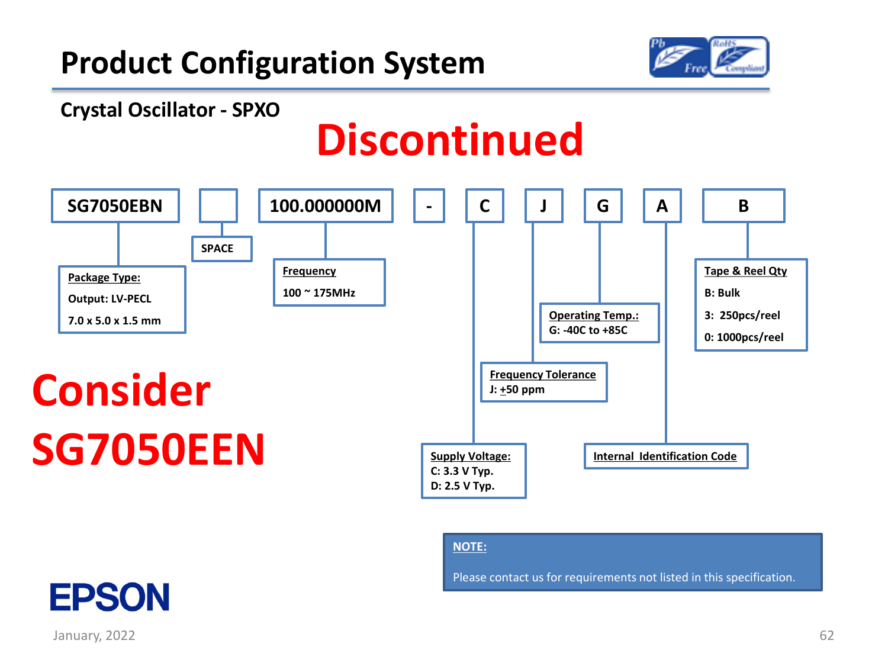# Product Configuration System

## Crystal Oscillator - SPXO

**Discontinued**

| SG7050EBN | (SPACE) | 100.000000M | - | C | J | G | A | B |
|---|---|---|---|---|---|---|---|---|

- **SG7050EBN** — **Package Type:** Output: LV-PECL, 7.0 x 5.0 x 1.5 mm
- **(blank)** — SPACE
- **100.000000M** — **Frequency:** 100 ~ 175MHz
- **C** — **Supply Voltage:** C: 3.3 V Typ., D: 2.5 V Typ.
- **J** — **Frequency Tolerance:** J: ±50 ppm
- **G** — **Operating Temp.:** G: -40C to +85C
- **A** — **Internal Identification Code**
- **B** — **Tape & Reel Qty:** B: Bulk, 3: 250pcs/reel, 0: 1000pcs/reel

**Consider SG7050EEN**

**NOTE:**

Please contact us for requirements not listed in this specification.

EPSON

January, 2022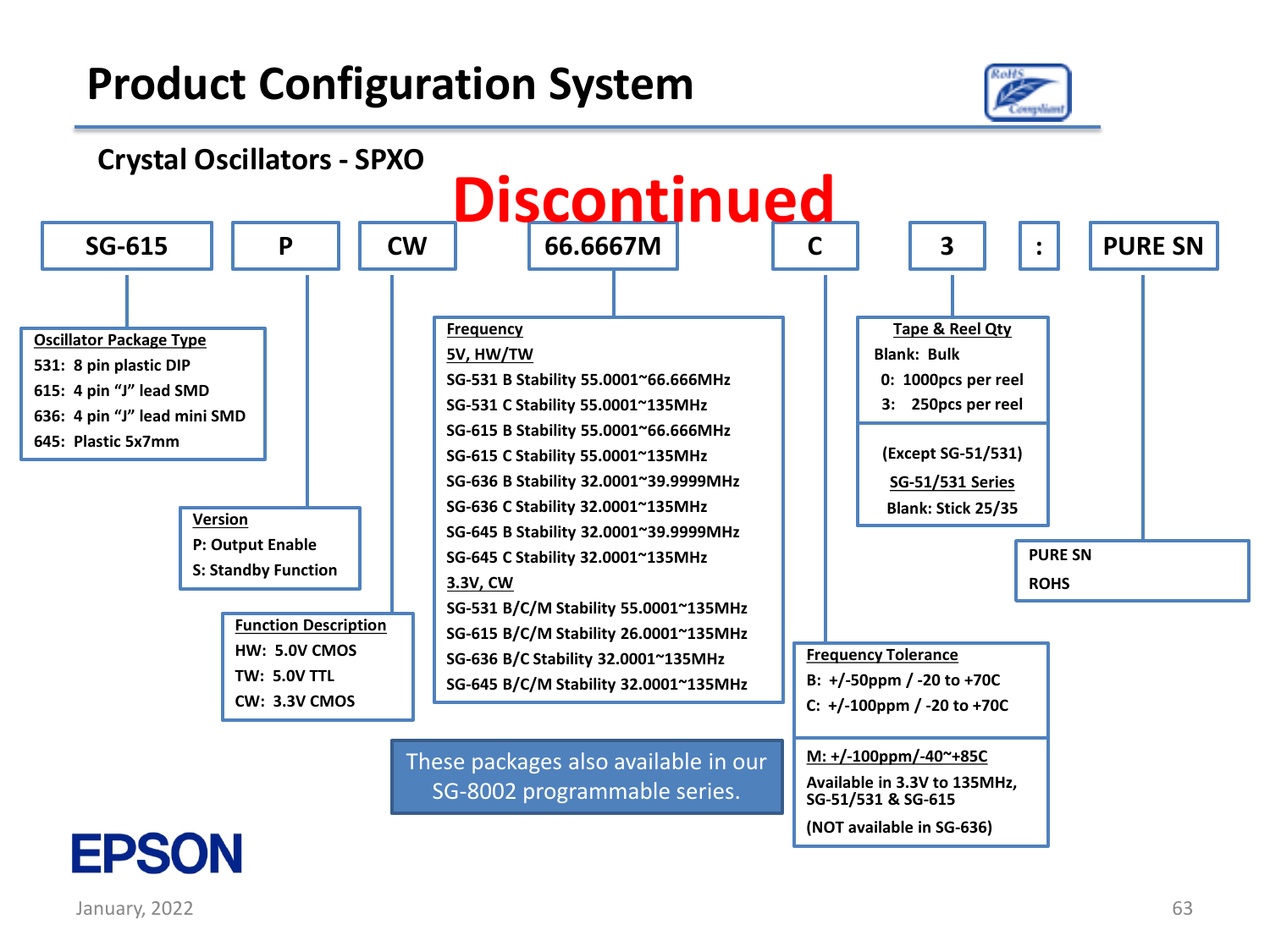# Product Configuration System

## Crystal Oscillators - SPXO

**Discontinued**

| SG-615 | P | CW | 66.6667M | C | 3 | : | PURE SN |
|---|---|---|---|---|---|---|---|

**Oscillator Package Type**
- 531: 8 pin plastic DIP
- 615: 4 pin "J" lead SMD
- 636: 4 pin "J" lead mini SMD
- 645: Plastic 5x7mm

**Version**
- P: Output Enable
- S: Standby Function

**Function Description**
- HW: 5.0V CMOS
- TW: 5.0V TTL
- CW: 3.3V CMOS

**Frequency**

5V, HW/TW
- SG-531 B Stability 55.0001~66.666MHz
- SG-531 C Stability 55.0001~135MHz
- SG-615 B Stability 55.0001~66.666MHz
- SG-615 C Stability 55.0001~135MHz
- SG-636 B Stability 32.0001~39.9999MHz
- SG-636 C Stability 32.0001~135MHz
- SG-645 B Stability 32.0001~39.9999MHz
- SG-645 C Stability 32.0001~135MHz

3.3V, CW
- SG-531 B/C/M Stability 55.0001~135MHz
- SG-615 B/C/M Stability 26.0001~135MHz
- SG-636 B/C Stability 32.0001~135MHz
- SG-645 B/C/M Stability 32.0001~135MHz

These packages also available in our SG-8002 programmable series.

**Frequency Tolerance**
- B: +/-50ppm / -20 to +70C
- C: +/-100ppm / -20 to +70C

M: +/-100ppm/-40~+85C

Available in 3.3V to 135MHz, SG-51/531 & SG-615

(NOT available in SG-636)

**Tape & Reel Qty**
- Blank: Bulk
- 0: 1000pcs per reel
- 3: 250pcs per reel

(Except SG-51/531)

SG-51/531 Series

Blank: Stick 25/35

PURE SN

ROHS

EPSON

January, 2022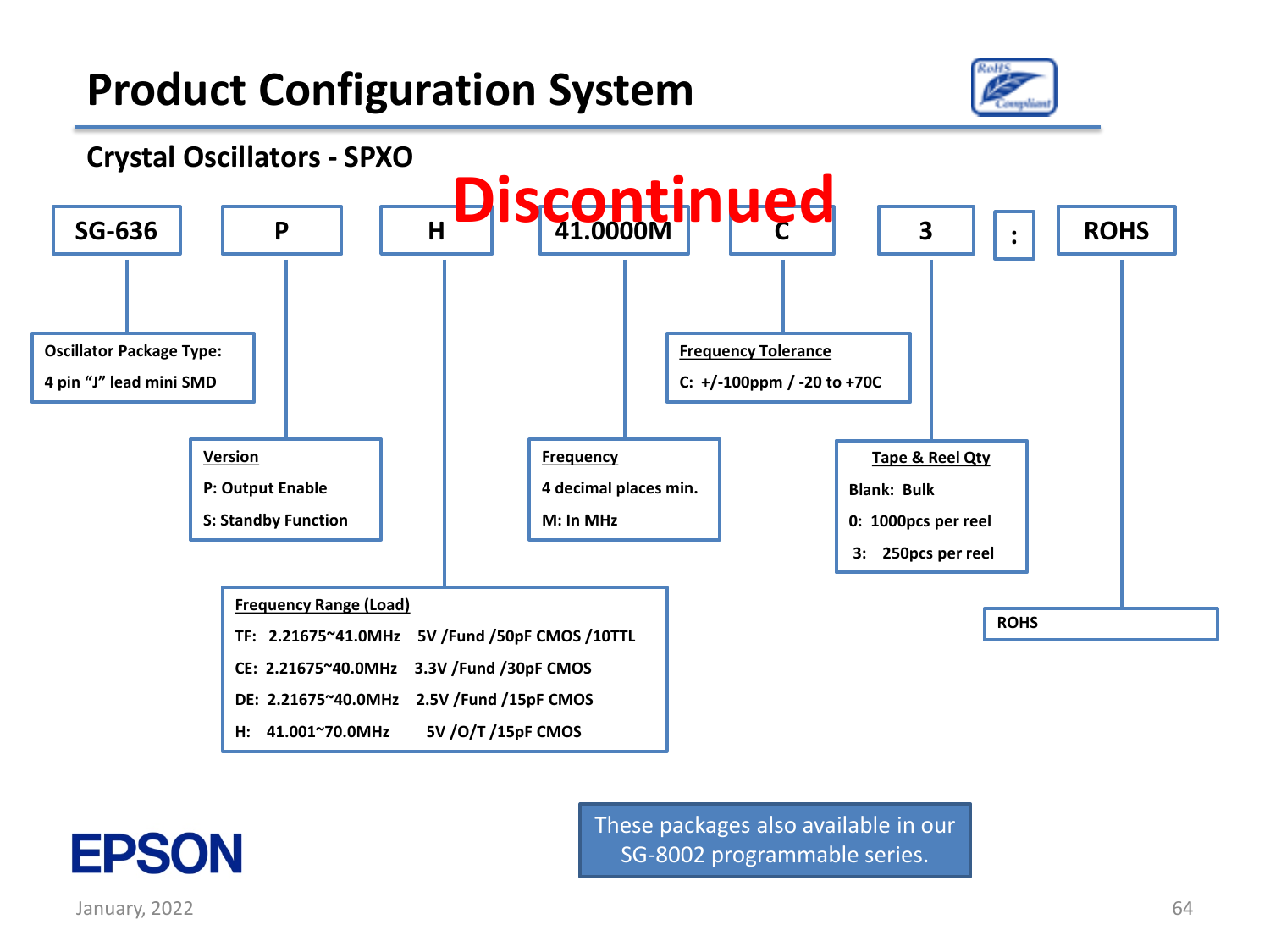# Product Configuration System

## Crystal Oscillators - SPXO

**Discontinued**

| SG-636 | P | H | 41.0000M | C | 3 | : | ROHS |
|---|---|---|---|---|---|---|---|

**Oscillator Package Type:**
4 pin "J" lead mini SMD

**Version**
P: Output Enable
S: Standby Function

**Frequency Range (Load)**

| | | |
|---|---|---|
| TF: | 2.21675~41.0MHz | 5V /Fund /50pF CMOS /10TTL |
| CE: | 2.21675~40.0MHz | 3.3V /Fund /30pF CMOS |
| DE: | 2.21675~40.0MHz | 2.5V /Fund /15pF CMOS |
| H: | 41.001~70.0MHz | 5V /O/T /15pF CMOS |

**Frequency**
4 decimal places min.
M: In MHz

**Frequency Tolerance**
C: +/-100ppm / -20 to +70C

**Tape & Reel Qty**
Blank: Bulk
0: 1000pcs per reel
3: 250pcs per reel

ROHS

These packages also available in our SG-8002 programmable series.

January, 2022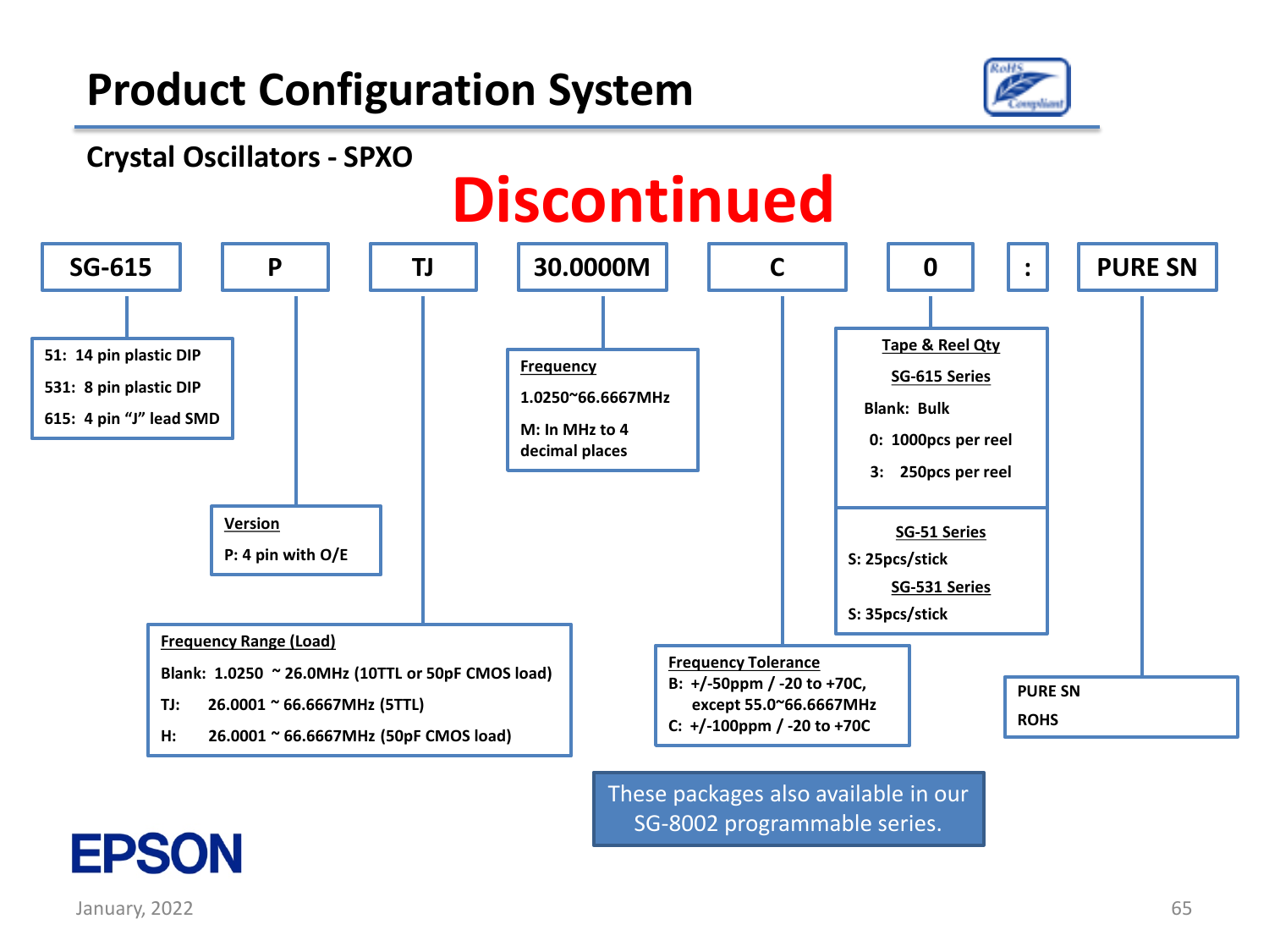# Product Configuration System

## Crystal Oscillators - SPXO

**Discontinued**

| SG-615 | P | TJ | 30.0000M | C | 0 | : | PURE SN |
|---|---|---|---|---|---|---|---|

**SG-615:**
- 51: 14 pin plastic DIP
- 531: 8 pin plastic DIP
- 615: 4 pin "J" lead SMD

**Version**
- P: 4 pin with O/E

**Frequency Range (Load)**
- Blank: 1.0250 ~ 26.0MHz (10TTL or 50pF CMOS load)
- TJ: 26.0001 ~ 66.6667MHz (5TTL)
- H: 26.0001 ~ 66.6667MHz (50pF CMOS load)

**Frequency**
- 1.0250~66.6667MHz
- M: In MHz to 4 decimal places

**Frequency Tolerance**
- B: +/-50ppm / -20 to +70C, except 55.0~66.6667MHz
- C: +/-100ppm / -20 to +70C

**Tape & Reel Qty**

**SG-615 Series**
- Blank: Bulk
- 0: 1000pcs per reel
- 3: 250pcs per reel

**SG-51 Series**
- S: 25pcs/stick

**SG-531 Series**
- S: 35pcs/stick

**PURE SN**
- ROHS

These packages also available in our SG-8002 programmable series.

EPSON

January, 2022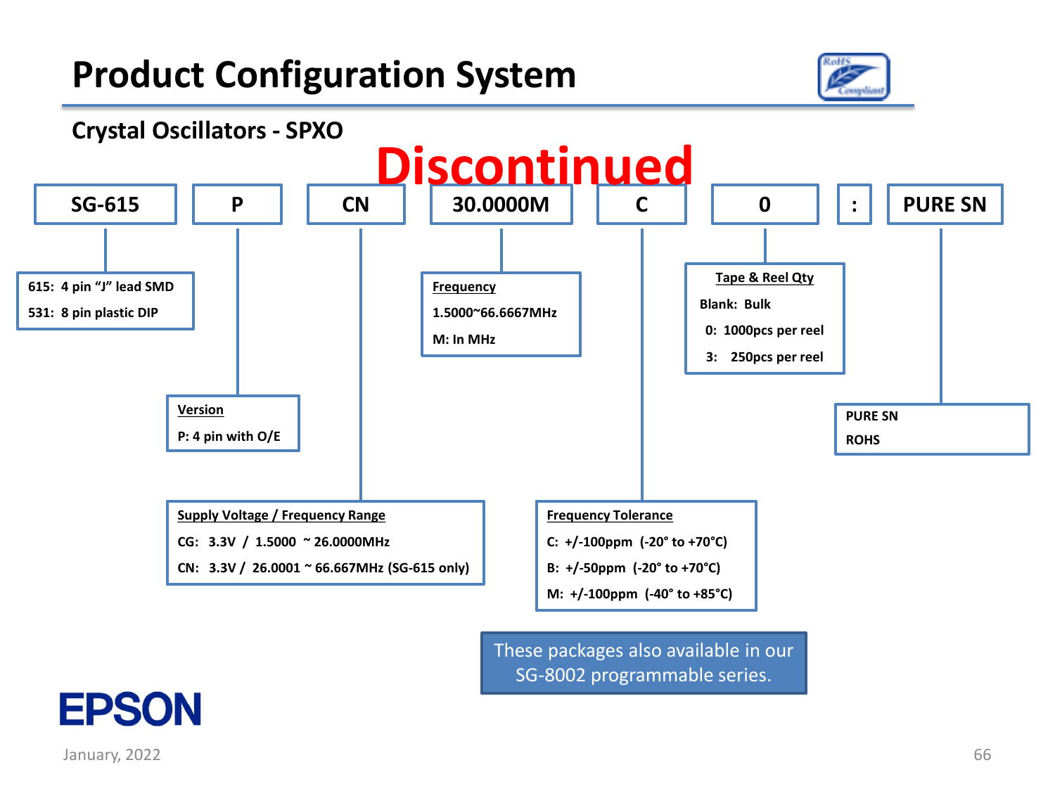# Product Configuration System

## Crystal Oscillators - SPXO

**Discontinued**

| SG-615 | P | CN | 30.0000M | C | 0 | : | PURE SN |
|---|---|---|---|---|---|---|---|

**SG-615**
- 615: 4 pin "J" lead SMD
- 531: 8 pin plastic DIP

**Version**
- P: 4 pin with O/E

**Supply Voltage / Frequency Range**
- CG: 3.3V / 1.5000 ~ 26.0000MHz
- CN: 3.3V / 26.0001 ~ 66.667MHz (SG-615 only)

**Frequency**
- 1.5000~66.6667MHz
- M: In MHz

**Frequency Tolerance**
- C: +/-100ppm (-20° to +70°C)
- B: +/-50ppm (-20° to +70°C)
- M: +/-100ppm (-40° to +85°C)

**Tape & Reel Qty**
- Blank: Bulk
- 0: 1000pcs per reel
- 3: 250pcs per reel

**PURE SN**
- ROHS

These packages also available in our SG-8002 programmable series.

January, 2022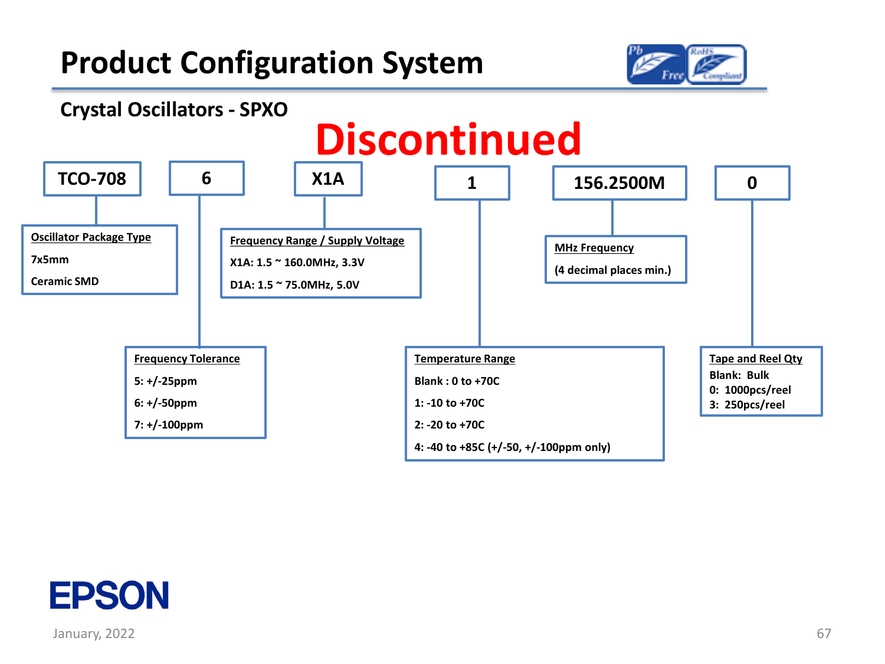# Product Configuration System

## Crystal Oscillators - SPXO

**Discontinued**

| TCO-708 | 6 | X1A | 1 | 156.2500M | 0 |
|---|---|---|---|---|---|

**Oscillator Package Type** (TCO-708)
- 7x5mm
- Ceramic SMD

**Frequency Tolerance** (6)
- 5: +/-25ppm
- 6: +/-50ppm
- 7: +/-100ppm

**Frequency Range / Supply Voltage** (X1A)
- X1A: 1.5 ~ 160.0MHz, 3.3V
- D1A: 1.5 ~ 75.0MHz, 5.0V

**Temperature Range** (1)
- Blank : 0 to +70C
- 1: -10 to +70C
- 2: -20 to +70C
- 4: -40 to +85C (+/-50, +/-100ppm only)

**MHz Frequency** (156.2500M)
- (4 decimal places min.)

**Tape and Reel Qty** (0)
- Blank: Bulk
- 0: 1000pcs/reel
- 3: 250pcs/reel

EPSON

January, 2022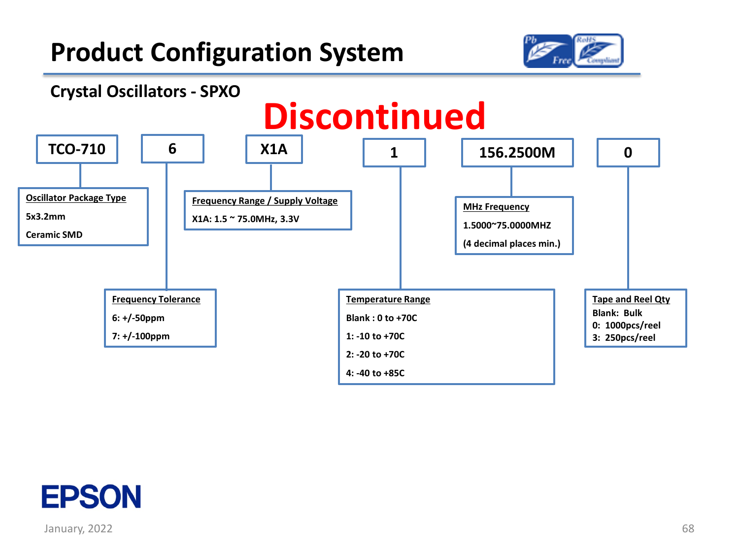# Product Configuration System

## Crystal Oscillators - SPXO

**Discontinued**

| TCO-710 | 6 | X1A | 1 | 156.2500M | 0 |
|---|---|---|---|---|---|

**Oscillator Package Type**
- 5x3.2mm
- Ceramic SMD

**Frequency Tolerance**
- 6: +/-50ppm
- 7: +/-100ppm

**Frequency Range / Supply Voltage**
- X1A: 1.5 ~ 75.0MHz, 3.3V

**Temperature Range**
- Blank : 0 to +70C
- 1: -10 to +70C
- 2: -20 to +70C
- 4: -40 to +85C

**MHz Frequency**
- 1.5000~75.0000MHZ
- (4 decimal places min.)

**Tape and Reel Qty**
- Blank: Bulk
- 0: 1000pcs/reel
- 3: 250pcs/reel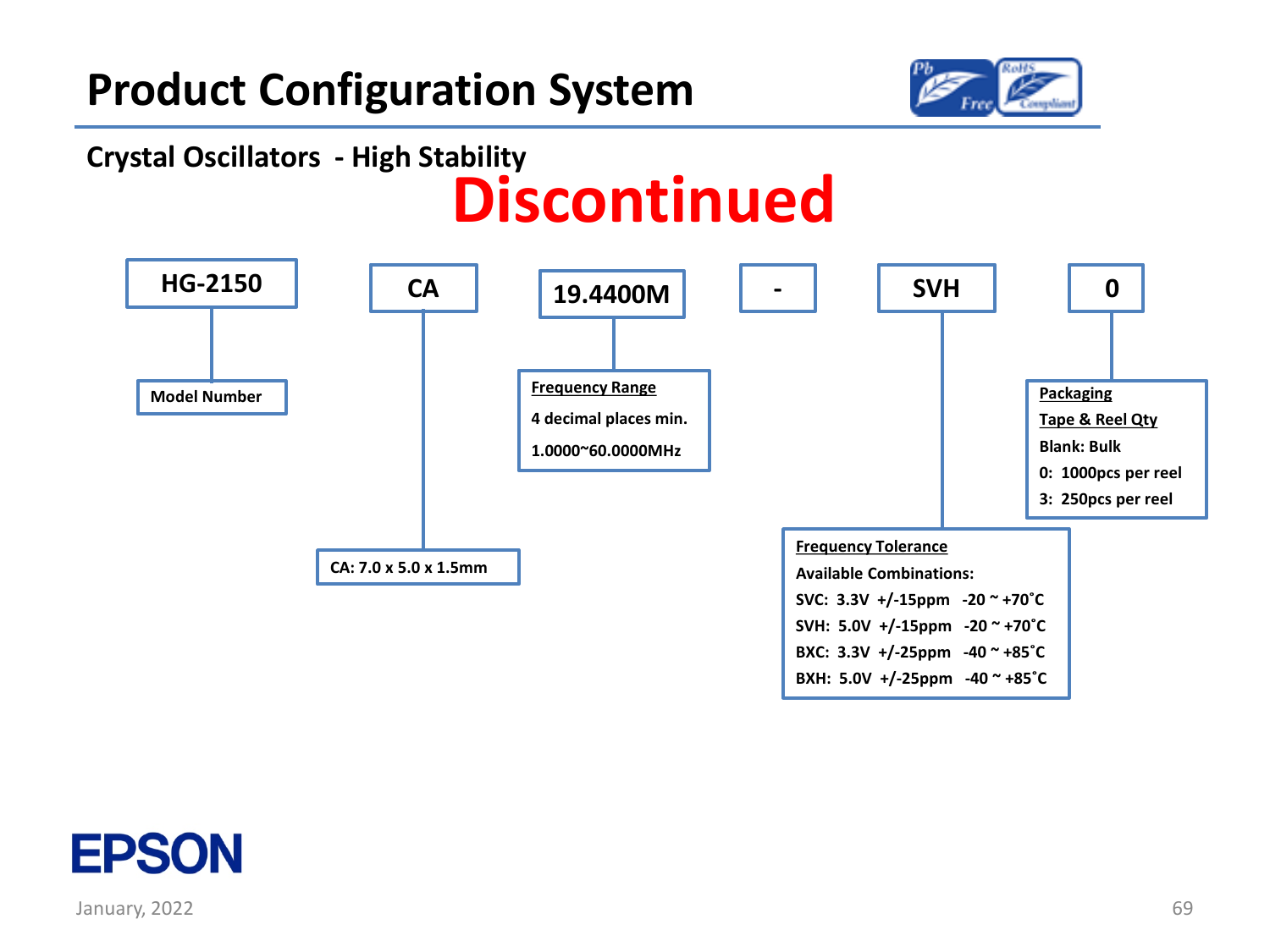# Product Configuration System

## Crystal Oscillators - High Stability

**Discontinued**

| HG-2150 | CA | 19.4400M | - | SVH | 0 |
| --- | --- | --- | --- | --- | --- |

**HG-2150** — Model Number

**CA** — CA: 7.0 x 5.0 x 1.5mm

**19.4400M** — Frequency Range
- 4 decimal places min.
- 1.0000~60.0000MHz

**SVH** — Frequency Tolerance

Available Combinations:
- SVC: 3.3V +/-15ppm -20 ~ +70˚C
- SVH: 5.0V +/-15ppm -20 ~ +70˚C
- BXC: 3.3V +/-25ppm -40 ~ +85˚C
- BXH: 5.0V +/-25ppm -40 ~ +85˚C

**0** — Packaging

Tape & Reel Qty
- Blank: Bulk
- 0: 1000pcs per reel
- 3: 250pcs per reel

EPSON

January, 2022